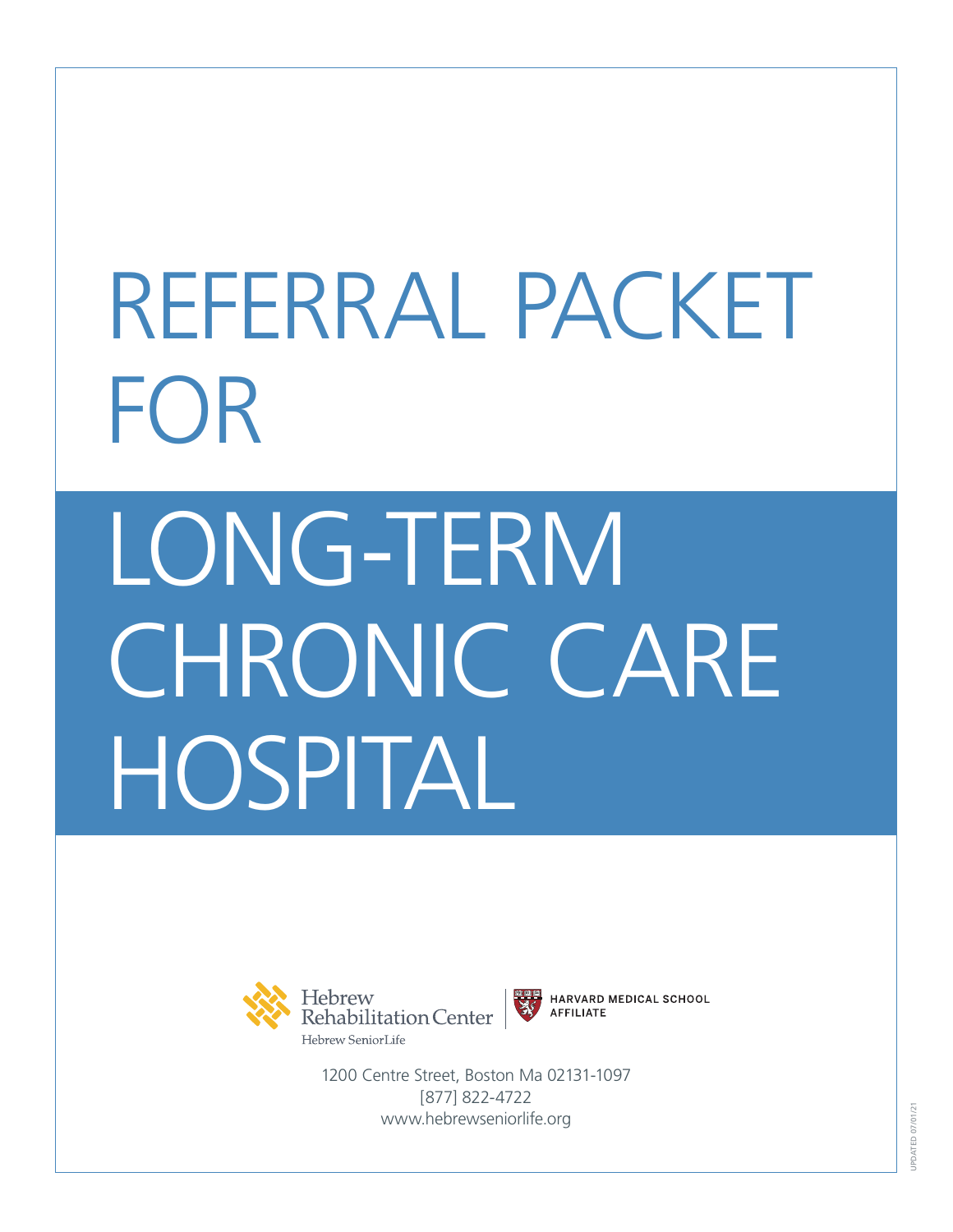# REFERRAL PACKET FOR

# LONG-TERM CHRONIC CARE HOSPITAL

Hebrew Rehabilitation Center

Hebrew SeniorLife

HARVARD MEDICAL SCHOOL AFFILIATE

1200 Centre Street, Boston Ma 02131-1097

[877] 822-4722

www.hebrewseniorlife.org

UPDATED 07/01/21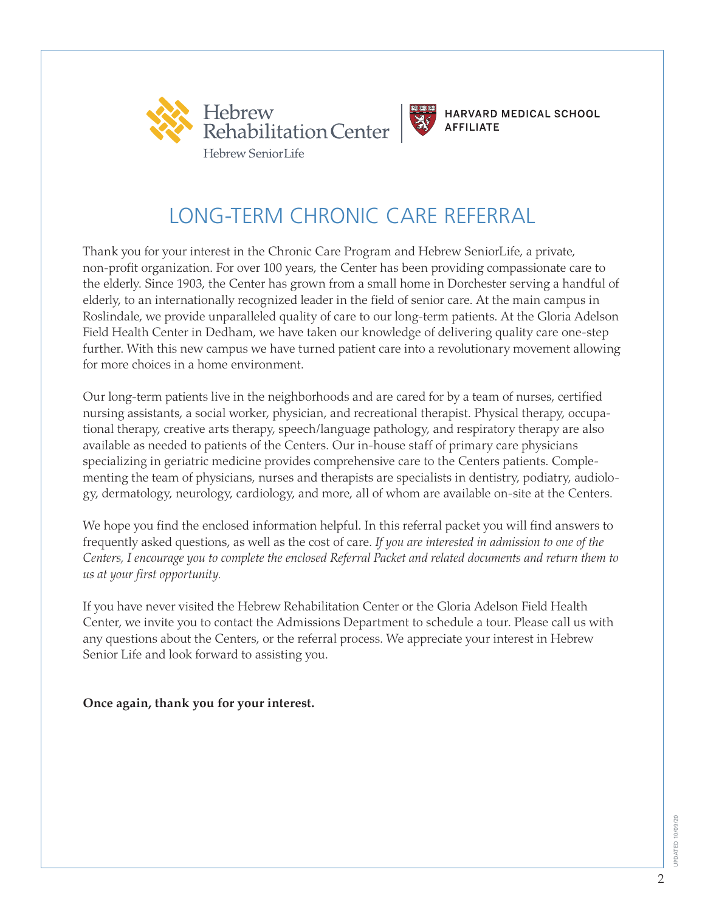Hebrew Rehabilitation Center

Hebrew SeniorLife

HARVARD MEDICAL SCHOOL AFFILIATE

# LONG-TERM CHRONIC CARE REFERRAL

Thank you for your interest in the Chronic Care Program and Hebrew SeniorLife, a private, non-profit organization. For over 100 years, the Center has been providing compassionate care to the elderly. Since 1903, the Center has grown from a small home in Dorchester serving a handful of elderly, to an internationally recognized leader in the field of senior care. At the main campus in Roslindale, we provide unparalleled quality of care to our long-term patients. At the Gloria Adelson Field Health Center in Dedham, we have taken our knowledge of delivering quality care one-step further. With this new campus we have turned patient care into a revolutionary movement allowing for more choices in a home environment.

Our long-term patients live in the neighborhoods and are cared for by a team of nurses, certified nursing assistants, a social worker, physician, and recreational therapist. Physical therapy, occupational therapy, creative arts therapy, speech/language pathology, and respiratory therapy are also available as needed to patients of the Centers. Our in-house staff of primary care physicians specializing in geriatric medicine provides comprehensive care to the Centers patients. Complementing the team of physicians, nurses and therapists are specialists in dentistry, podiatry, audiology, dermatology, neurology, cardiology, and more, all of whom are available on-site at the Centers.

We hope you find the enclosed information helpful. In this referral packet you will find answers to frequently asked questions, as well as the cost of care. *If you are interested in admission to one of the Centers, I encourage you to complete the enclosed Referral Packet and related documents and return them to us at your first opportunity.*

If you have never visited the Hebrew Rehabilitation Center or the Gloria Adelson Field Health Center, we invite you to contact the Admissions Department to schedule a tour. Please call us with any questions about the Centers, or the referral process. We appreciate your interest in Hebrew Senior Life and look forward to assisting you.

**Once again, thank you for your interest.**

UPDATED 10/09/20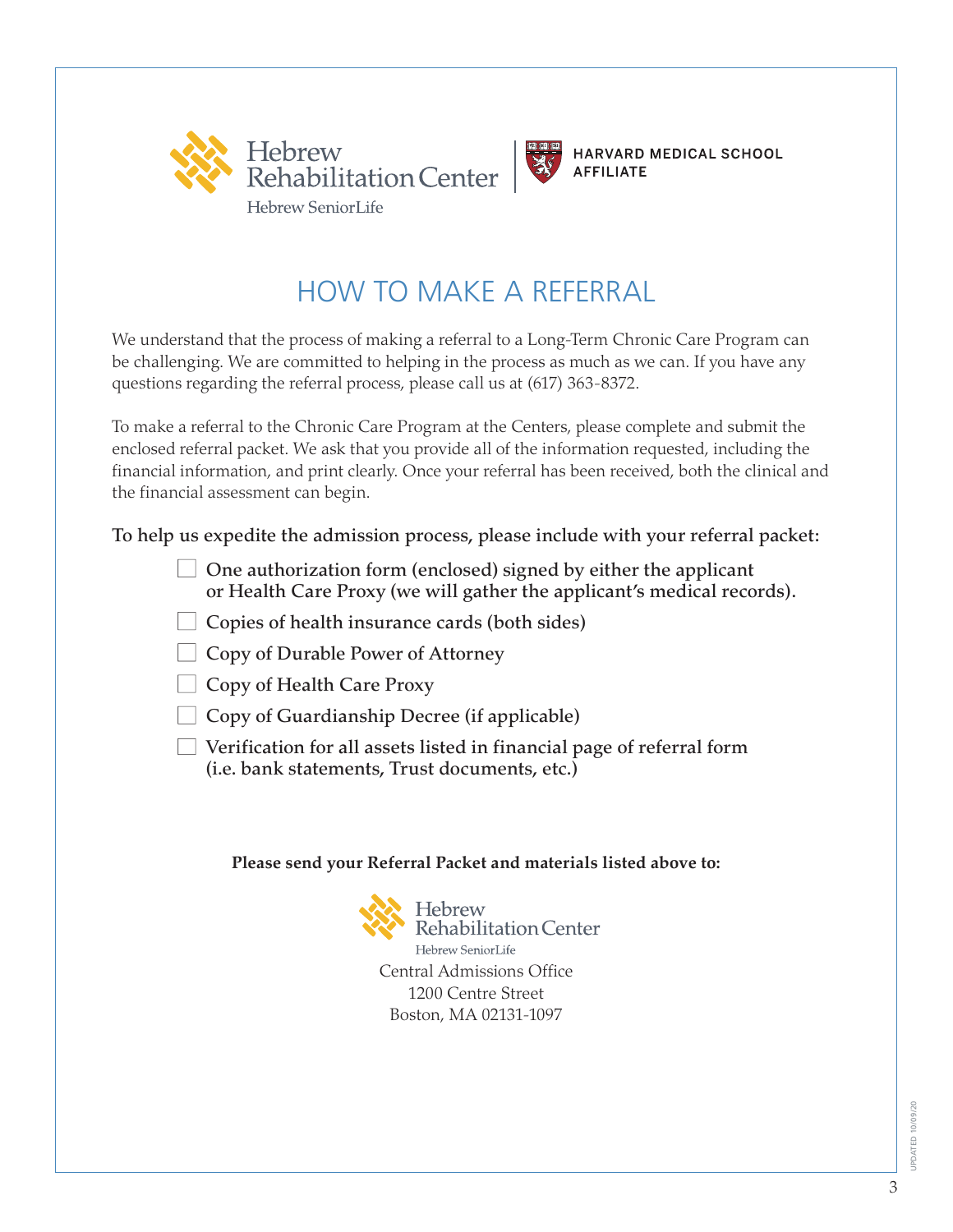Hebrew Rehabilitation Center
Hebrew SeniorLife

HARVARD MEDICAL SCHOOL AFFILIATE

# HOW TO MAKE A REFERRAL

We understand that the process of making a referral to a Long-Term Chronic Care Program can be challenging. We are committed to helping in the process as much as we can. If you have any questions regarding the referral process, please call us at (617) 363-8372.

To make a referral to the Chronic Care Program at the Centers, please complete and submit the enclosed referral packet. We ask that you provide all of the information requested, including the financial information, and print clearly. Once your referral has been received, both the clinical and the financial assessment can begin.

**To help us expedite the admission process, please include with your referral packet:**

- ☐ **One authorization form (enclosed) signed by either the applicant or Health Care Proxy (we will gather the applicant's medical records).**
- ☐ **Copies of health insurance cards (both sides)**
- ☐ **Copy of Durable Power of Attorney**
- ☐ **Copy of Health Care Proxy**
- ☐ **Copy of Guardianship Decree (if applicable)**
- ☐ **Verification for all assets listed in financial page of referral form (i.e. bank statements, Trust documents, etc.)**

**Please send your Referral Packet and materials listed above to:**

Hebrew Rehabilitation Center
Hebrew SeniorLife
Central Admissions Office
1200 Centre Street
Boston, MA 02131-1097

UPDATED 10/09/20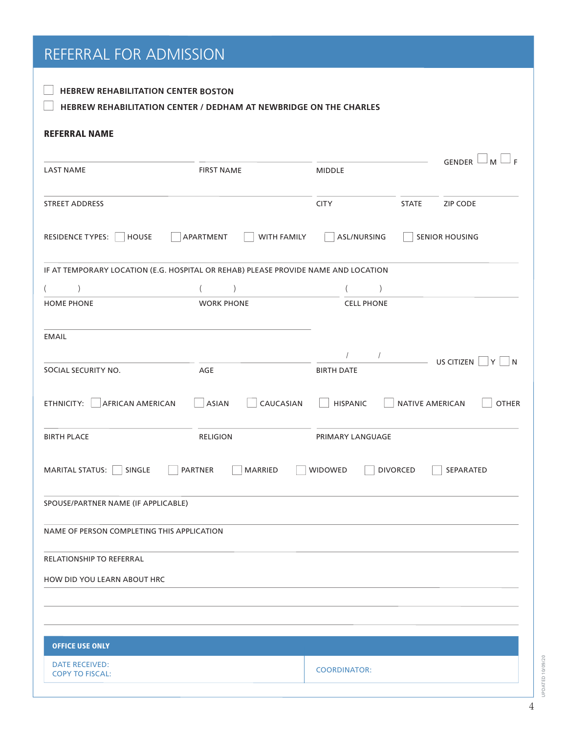# REFERRAL FOR ADMISSION

☐ **HEBREW REHABILITATION CENTER BOSTON**

☐ **HEBREW REHABILITATION CENTER / DEDHAM AT NEWBRIDGE ON THE CHARLES**

## REFERRAL NAME

LAST NAME ______________ FIRST NAME ______________ MIDDLE ______________ GENDER ☐ M ☐ F

STREET ADDRESS ______________ CITY ______________ STATE ______ ZIP CODE ______

RESIDENCE TYPES: ☐ HOUSE ☐ APARTMENT ☐ WITH FAMILY ☐ ASL/NURSING ☐ SENIOR HOUSING

IF AT TEMPORARY LOCATION (E.G. HOSPITAL OR REHAB) PLEASE PROVIDE NAME AND LOCATION ______________

HOME PHONE (    ) ______________ WORK PHONE (    ) ______________ CELL PHONE (    ) ______________

EMAIL ______________

SOCIAL SECURITY NO. ______________ AGE ______ BIRTH DATE ____ / ____ / ____ US CITIZEN ☐ Y ☐ N

ETHNICITY: ☐ AFRICAN AMERICAN ☐ ASIAN ☐ CAUCASIAN ☐ HISPANIC ☐ NATIVE AMERICAN ☐ OTHER

BIRTH PLACE ______________ RELIGION ______________ PRIMARY LANGUAGE ______________

MARITAL STATUS: ☐ SINGLE ☐ PARTNER ☐ MARRIED ☐ WIDOWED ☐ DIVORCED ☐ SEPARATED

SPOUSE/PARTNER NAME (IF APPLICABLE) ______________

NAME OF PERSON COMPLETING THIS APPLICATION ______________

RELATIONSHIP TO REFERRAL ______________

HOW DID YOU LEARN ABOUT HRC ______________

______________

______________

| OFFICE USE ONLY | |
|---|---|
| DATE RECEIVED:<br>COPY TO FISCAL: | COORDINATOR: |

UPDATED 10/09/20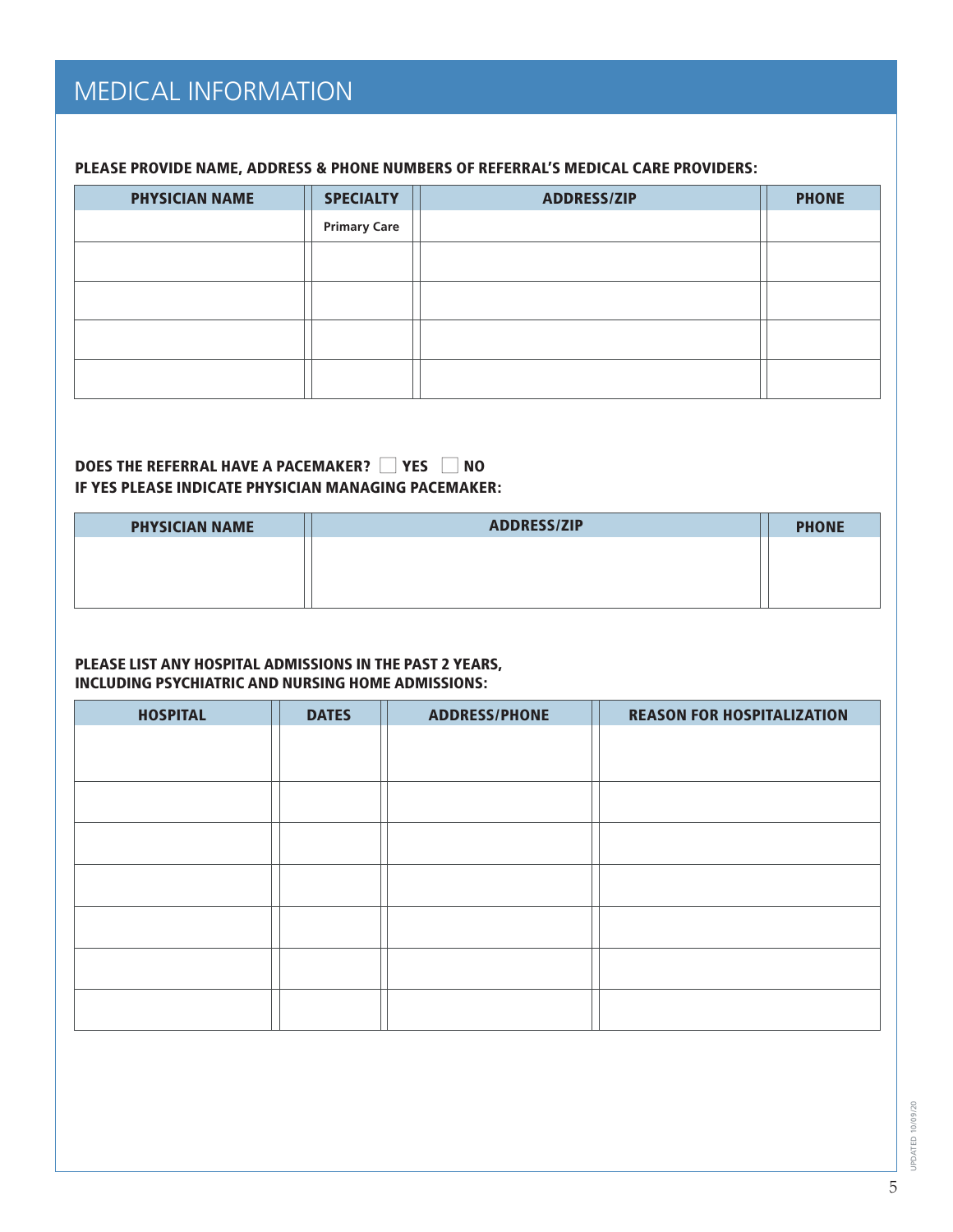# MEDICAL INFORMATION

**PLEASE PROVIDE NAME, ADDRESS & PHONE NUMBERS OF REFERRAL'S MEDICAL CARE PROVIDERS:**

| PHYSICIAN NAME | SPECIALTY | ADDRESS/ZIP | PHONE |
|---|---|---|---|
| | Primary Care | | |
| | | | |
| | | | |
| | | | |
| | | | |

**DOES THE REFERRAL HAVE A PACEMAKER?** ☐ **YES** ☐ **NO**
**IF YES PLEASE INDICATE PHYSICIAN MANAGING PACEMAKER:**

| PHYSICIAN NAME | ADDRESS/ZIP | PHONE |
|---|---|---|
| | | |

**PLEASE LIST ANY HOSPITAL ADMISSIONS IN THE PAST 2 YEARS, INCLUDING PSYCHIATRIC AND NURSING HOME ADMISSIONS:**

| HOSPITAL | DATES | ADDRESS/PHONE | REASON FOR HOSPITALIZATION |
|---|---|---|---|
| | | | |
| | | | |
| | | | |
| | | | |
| | | | |
| | | | |
| | | | |

UPDATED 10/09/20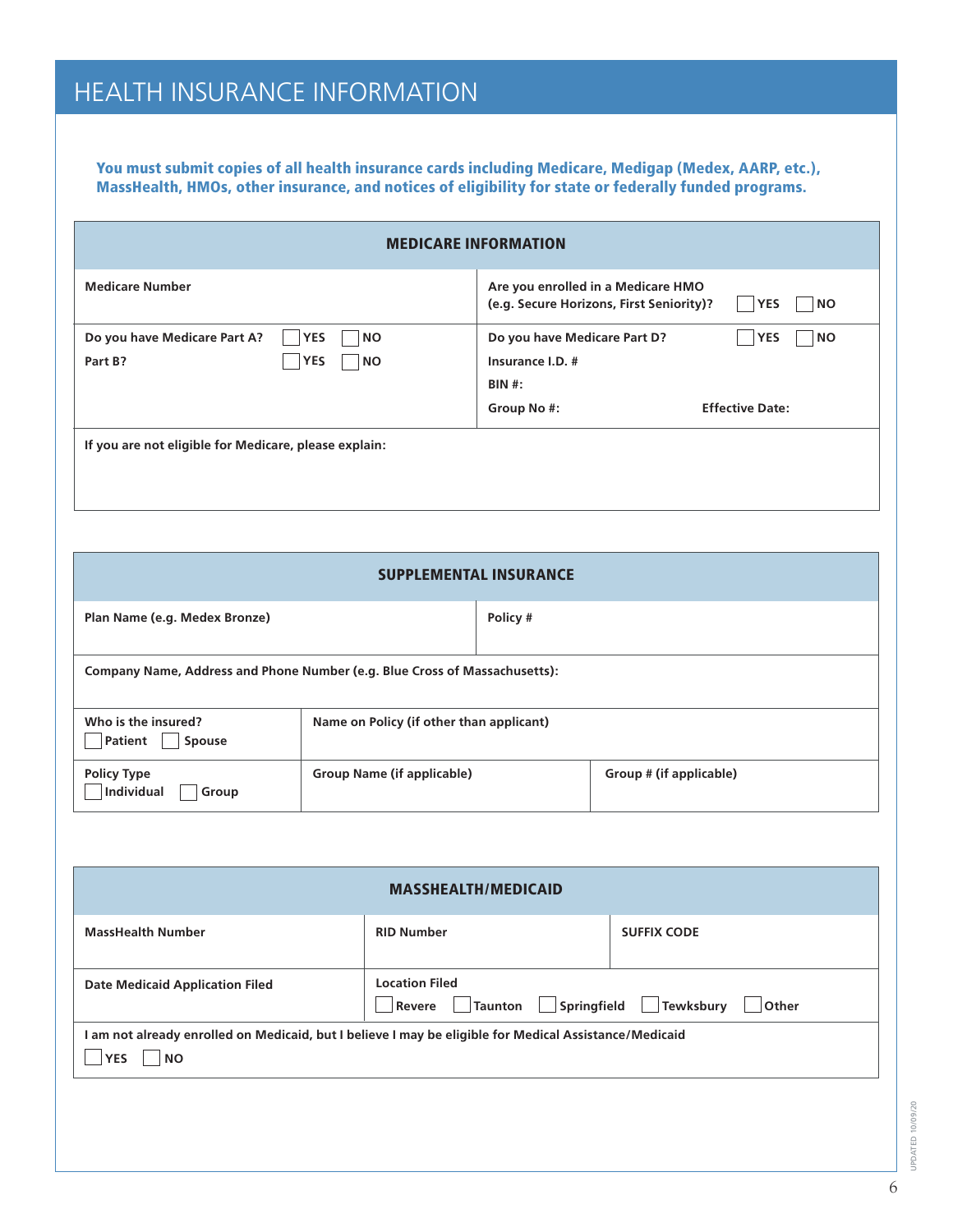# HEALTH INSURANCE INFORMATION

**You must submit copies of all health insurance cards including Medicare, Medigap (Medex, AARP, etc.), MassHealth, HMOs, other insurance, and notices of eligibility for state or federally funded programs.**

| **MEDICARE INFORMATION** | |
|---|---|
| **Medicare Number** | **Are you enrolled in a Medicare HMO (e.g. Secure Horizons, First Seniority)?** ☐ **YES** ☐ **NO** |
| **Do you have Medicare Part A?** ☐ **YES** ☐ **NO**<br>**Part B?** ☐ **YES** ☐ **NO** | **Do you have Medicare Part D?** ☐ **YES** ☐ **NO**<br>**Insurance I.D. #**<br>**BIN #:**<br>**Group No #:** **Effective Date:** |
| **If you are not eligible for Medicare, please explain:** | |

| **SUPPLEMENTAL INSURANCE** | | |
|---|---|---|
| **Plan Name (e.g. Medex Bronze)** | **Policy #** | |
| **Company Name, Address and Phone Number (e.g. Blue Cross of Massachusetts):** | | |
| **Who is the insured?**<br>☐ **Patient** ☐ **Spouse** | **Name on Policy (if other than applicant)** | |
| **Policy Type**<br>☐ **Individual** ☐ **Group** | **Group Name (if applicable)** | **Group # (if applicable)** |

| **MASSHEALTH/MEDICAID** | | |
|---|---|---|
| **MassHealth Number** | **RID Number** | **SUFFIX CODE** |
| **Date Medicaid Application Filed** | **Location Filed**<br>☐ **Revere** ☐ **Taunton** ☐ **Springfield** ☐ **Tewksbury** ☐ **Other** | |
| **I am not already enrolled on Medicaid, but I believe I may be eligible for Medical Assistance/Medicaid**<br>☐ **YES** ☐ **NO** | | |

UPDATED 10/09/20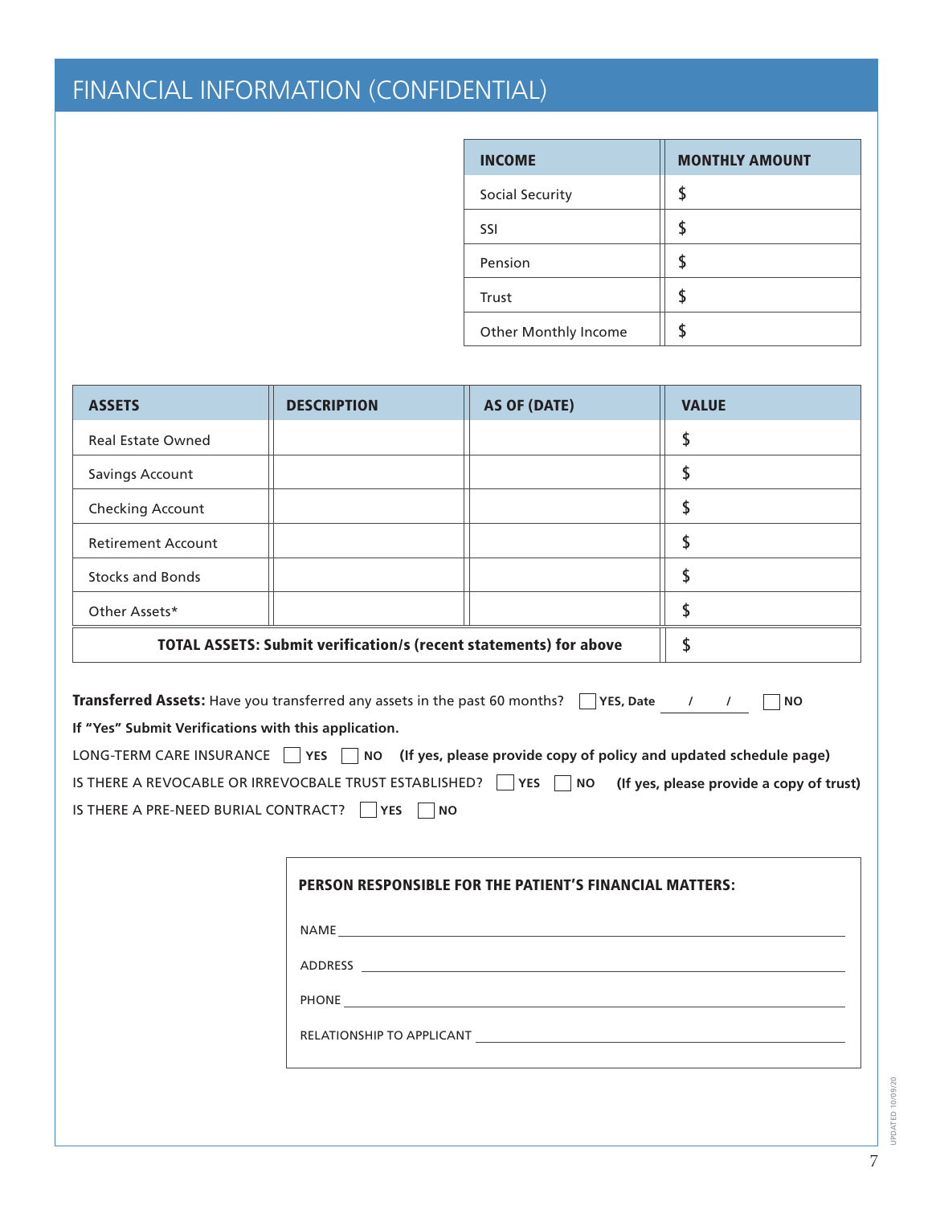# FINANCIAL INFORMATION (CONFIDENTIAL)

| INCOME | MONTHLY AMOUNT |
|---|---|
| Social Security | $ |
| SSI | $ |
| Pension | $ |
| Trust | $ |
| Other Monthly Income | $ |

| ASSETS | DESCRIPTION | AS OF (DATE) | VALUE |
|---|---|---|---|
| Real Estate Owned | | | $ |
| Savings Account | | | $ |
| Checking Account | | | $ |
| Retirement Account | | | $ |
| Stocks and Bonds | | | $ |
| Other Assets* | | | $ |
| **TOTAL ASSETS: Submit verification/s (recent statements) for above** | | | $ |

**Transferred Assets:** Have you transferred any assets in the past 60 months? ☐ **YES, Date** ___/___/___ ☐ **NO**

**If "Yes" Submit Verifications with this application.**

LONG-TERM CARE INSURANCE ☐ **YES** ☐ **NO** **(If yes, please provide copy of policy and updated schedule page)**

IS THERE A REVOCABLE OR IRREVOCBALE TRUST ESTABLISHED? ☐ **YES** ☐ **NO** **(If yes, please provide a copy of trust)**

IS THERE A PRE-NEED BURIAL CONTRACT? ☐ **YES** ☐ **NO**

**PERSON RESPONSIBLE FOR THE PATIENT'S FINANCIAL MATTERS:**

NAME ______________________________

ADDRESS ______________________________

PHONE ______________________________

RELATIONSHIP TO APPLICANT ______________________________

UPDATED 10/09/20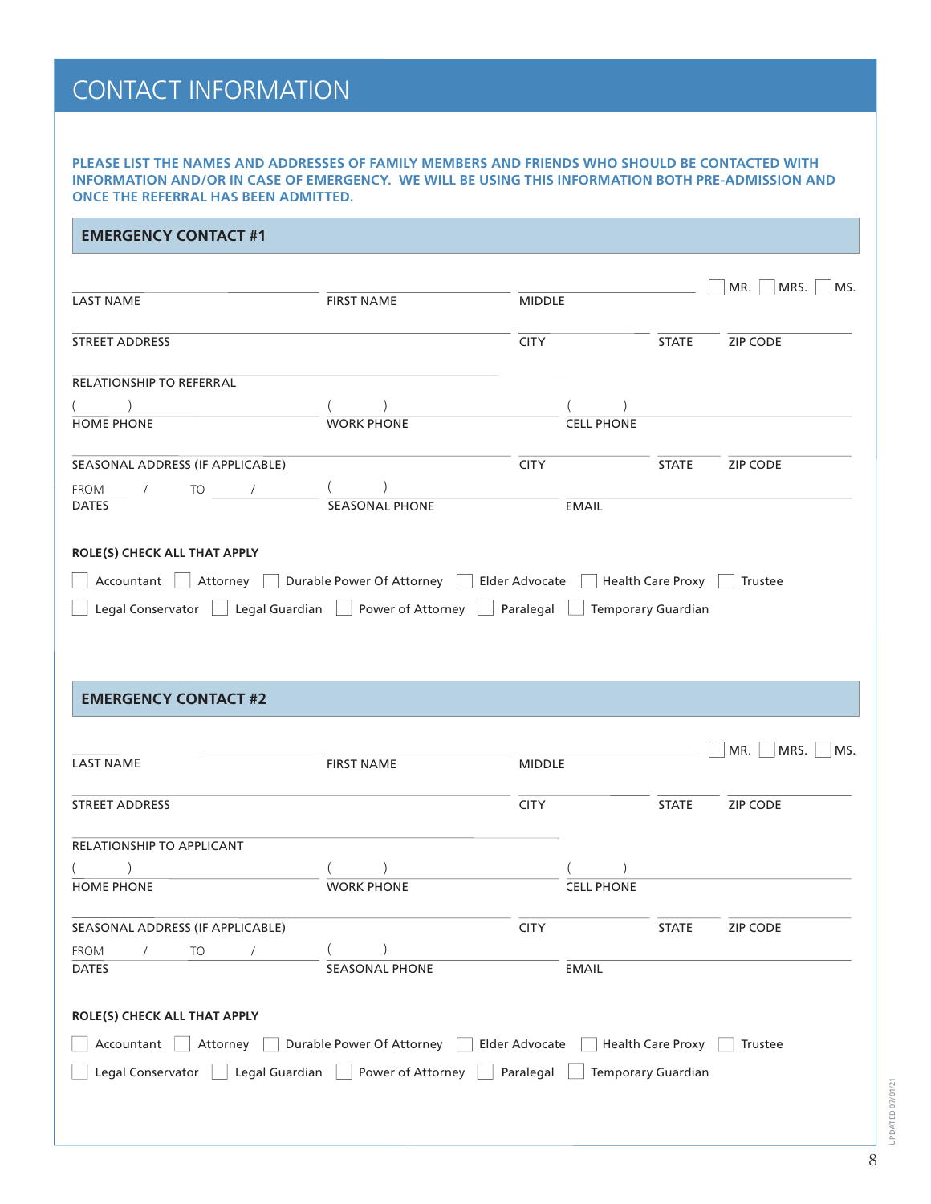# CONTACT INFORMATION

**PLEASE LIST THE NAMES AND ADDRESSES OF FAMILY MEMBERS AND FRIENDS WHO SHOULD BE CONTACTED WITH INFORMATION AND/OR IN CASE OF EMERGENCY. WE WILL BE USING THIS INFORMATION BOTH PRE-ADMISSION AND ONCE THE REFERRAL HAS BEEN ADMITTED.**

## EMERGENCY CONTACT #1

LAST NAME ______________ FIRST NAME ______________ MIDDLE ______________ ☐ MR. ☐ MRS. ☐ MS.

STREET ADDRESS ______________ CITY ______________ STATE ______ ZIP CODE ______

RELATIONSHIP TO REFERRAL ______________

HOME PHONE (    ) ______________ WORK PHONE (    ) ______________ CELL PHONE (    ) ______________

SEASONAL ADDRESS (IF APPLICABLE) ______________ CITY ______________ STATE ______ ZIP CODE ______

DATES FROM    /    TO    /     SEASONAL PHONE (    ) ______________ EMAIL ______________

**ROLE(S) CHECK ALL THAT APPLY**

☐ Accountant ☐ Attorney ☐ Durable Power Of Attorney ☐ Elder Advocate ☐ Health Care Proxy ☐ Trustee

☐ Legal Conservator ☐ Legal Guardian ☐ Power of Attorney ☐ Paralegal ☐ Temporary Guardian

## EMERGENCY CONTACT #2

LAST NAME ______________ FIRST NAME ______________ MIDDLE ______________ ☐ MR. ☐ MRS. ☐ MS.

STREET ADDRESS ______________ CITY ______________ STATE ______ ZIP CODE ______

RELATIONSHIP TO APPLICANT ______________

HOME PHONE (    ) ______________ WORK PHONE (    ) ______________ CELL PHONE (    ) ______________

SEASONAL ADDRESS (IF APPLICABLE) ______________ CITY ______________ STATE ______ ZIP CODE ______

DATES FROM    /    TO    /     SEASONAL PHONE (    ) ______________ EMAIL ______________

**ROLE(S) CHECK ALL THAT APPLY**

☐ Accountant ☐ Attorney ☐ Durable Power Of Attorney ☐ Elder Advocate ☐ Health Care Proxy ☐ Trustee

☐ Legal Conservator ☐ Legal Guardian ☐ Power of Attorney ☐ Paralegal ☐ Temporary Guardian

UPDATED 07/01/21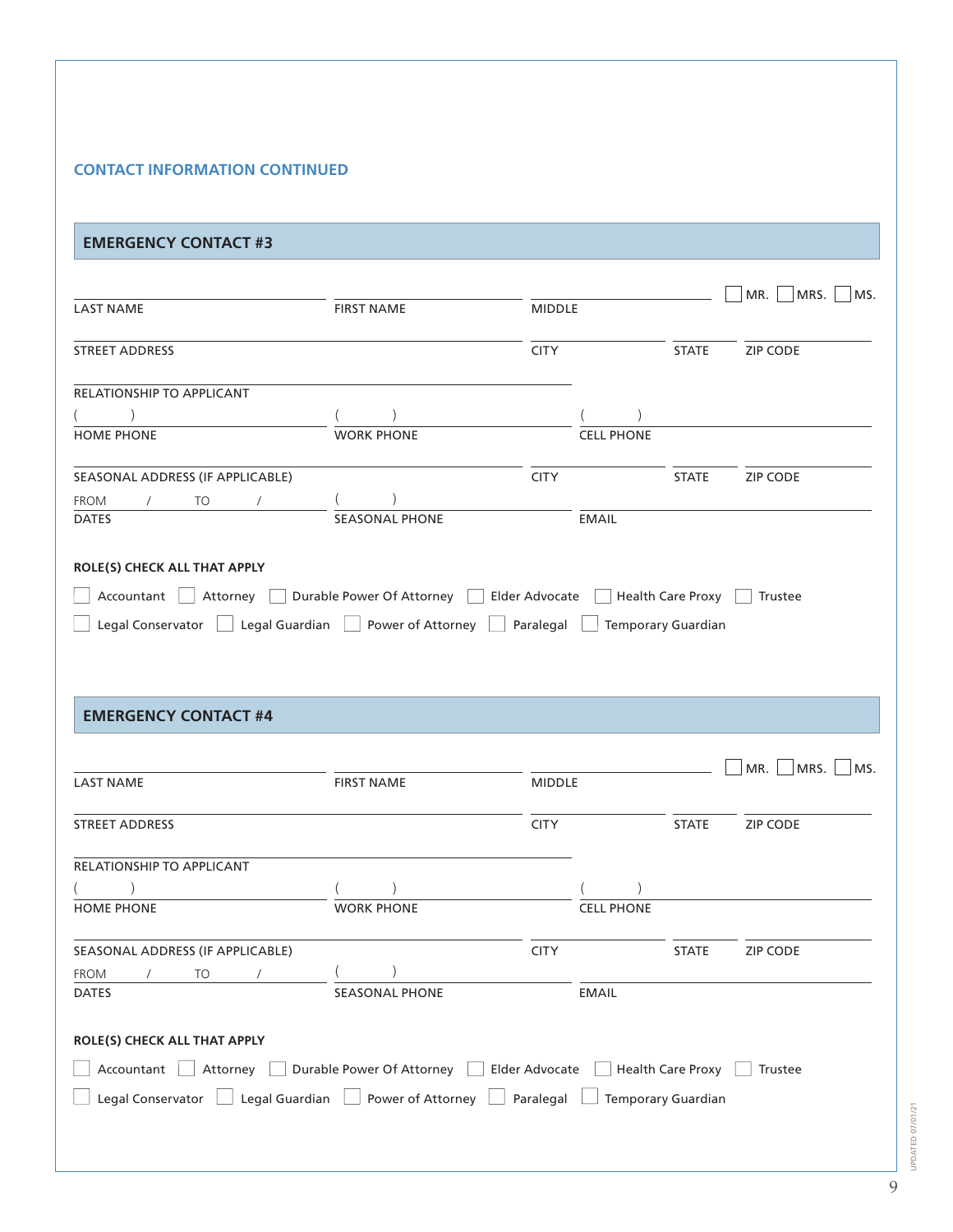## CONTACT INFORMATION CONTINUED

### EMERGENCY CONTACT #3

| LAST NAME | FIRST NAME | MIDDLE | ☐ MR. ☐ MRS. ☐ MS. |
|---|---|---|---|

| STREET ADDRESS | CITY | STATE | ZIP CODE |
|---|---|---|---|

RELATIONSHIP TO APPLICANT

| ( ) HOME PHONE | ( ) WORK PHONE | ( ) CELL PHONE |
|---|---|---|

| SEASONAL ADDRESS (IF APPLICABLE) | CITY | STATE | ZIP CODE |
|---|---|---|---|

| FROM / TO / DATES | ( ) SEASONAL PHONE | EMAIL |
|---|---|---|

**ROLE(S) CHECK ALL THAT APPLY**

☐ Accountant ☐ Attorney ☐ Durable Power Of Attorney ☐ Elder Advocate ☐ Health Care Proxy ☐ Trustee

☐ Legal Conservator ☐ Legal Guardian ☐ Power of Attorney ☐ Paralegal ☐ Temporary Guardian

### EMERGENCY CONTACT #4

| LAST NAME | FIRST NAME | MIDDLE | ☐ MR. ☐ MRS. ☐ MS. |
|---|---|---|---|

| STREET ADDRESS | CITY | STATE | ZIP CODE |
|---|---|---|---|

RELATIONSHIP TO APPLICANT

| ( ) HOME PHONE | ( ) WORK PHONE | ( ) CELL PHONE |
|---|---|---|

| SEASONAL ADDRESS (IF APPLICABLE) | CITY | STATE | ZIP CODE |
|---|---|---|---|

| FROM / TO / DATES | ( ) SEASONAL PHONE | EMAIL |
|---|---|---|

**ROLE(S) CHECK ALL THAT APPLY**

☐ Accountant ☐ Attorney ☐ Durable Power Of Attorney ☐ Elder Advocate ☐ Health Care Proxy ☐ Trustee

☐ Legal Conservator ☐ Legal Guardian ☐ Power of Attorney ☐ Paralegal ☐ Temporary Guardian

UPDATED 07/01/21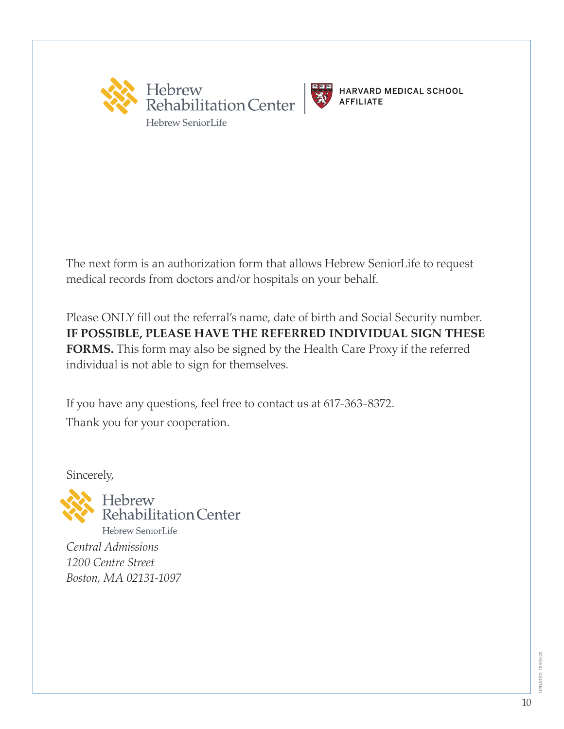Hebrew Rehabilitation Center
Hebrew SeniorLife

HARVARD MEDICAL SCHOOL AFFILIATE

The next form is an authorization form that allows Hebrew SeniorLife to request medical records from doctors and/or hospitals on your behalf.

Please ONLY fill out the referral's name, date of birth and Social Security number. **IF POSSIBLE, PLEASE HAVE THE REFERRED INDIVIDUAL SIGN THESE FORMS.** This form may also be signed by the Health Care Proxy if the referred individual is not able to sign for themselves.

If you have any questions, feel free to contact us at 617-363-8372.

Thank you for your cooperation.

Sincerely,

Hebrew Rehabilitation Center
Hebrew SeniorLife

*Central Admissions*
*1200 Centre Street*
*Boston, MA 02131-1097*

UPDATED 10/09/20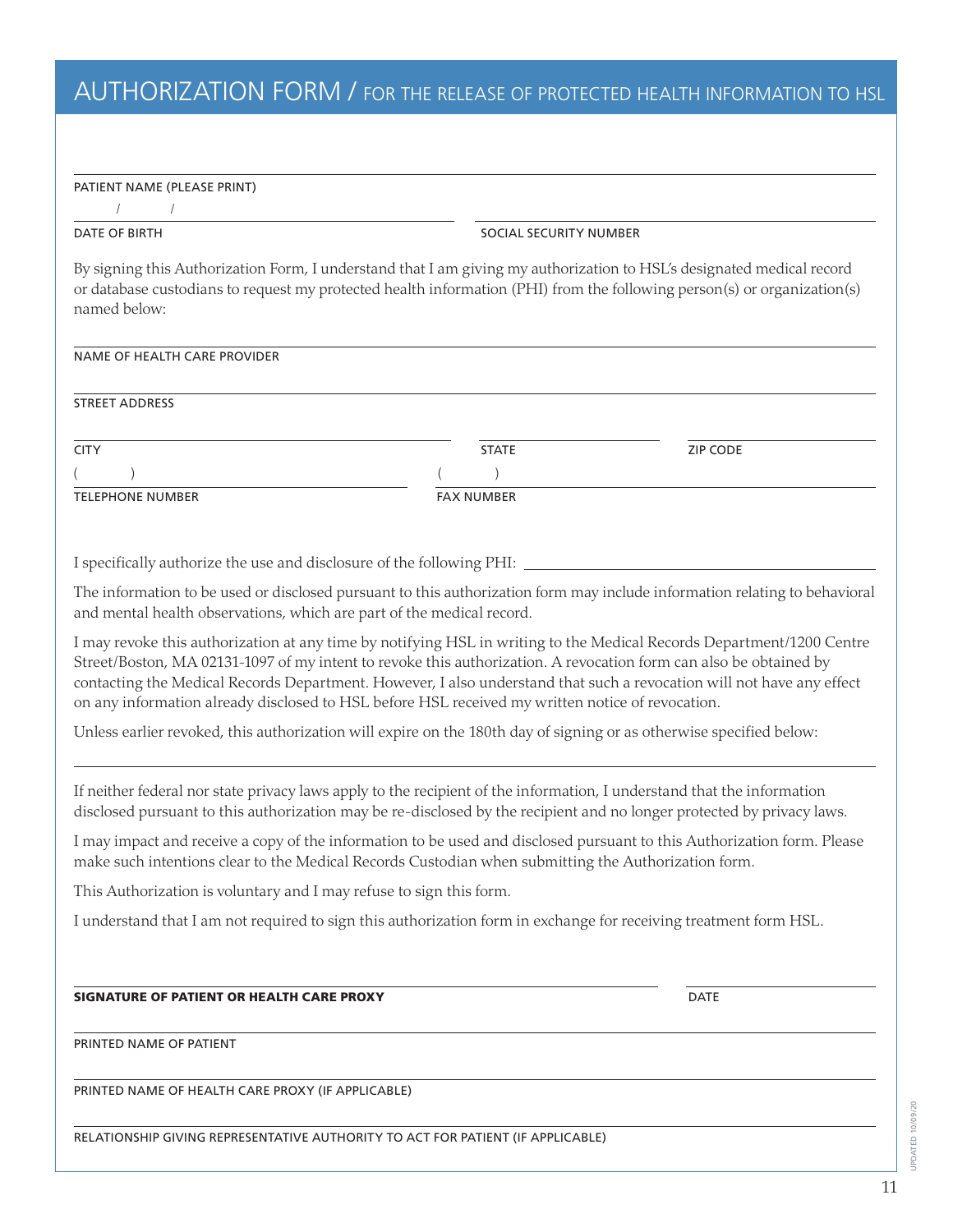# AUTHORIZATION FORM / FOR THE RELEASE OF PROTECTED HEALTH INFORMATION TO HSL

\_\_\_\_\_\_\_\_\_\_\_\_\_\_\_\_\_\_\_\_\_\_\_\_\_\_\_\_\_\_\_\_\_\_\_\_\_\_\_\_
PATIENT NAME (PLEASE PRINT)

/ /
DATE OF BIRTH

SOCIAL SECURITY NUMBER

By signing this Authorization Form, I understand that I am giving my authorization to HSL's designated medical record or database custodians to request my protected health information (PHI) from the following person(s) or organization(s) named below:

NAME OF HEALTH CARE PROVIDER

STREET ADDRESS

CITY

STATE

ZIP CODE

( )
TELEPHONE NUMBER

( )
FAX NUMBER

I specifically authorize the use and disclosure of the following PHI: \_\_\_\_\_\_\_\_\_\_\_\_\_\_\_\_\_\_\_\_

The information to be used or disclosed pursuant to this authorization form may include information relating to behavioral and mental health observations, which are part of the medical record.

I may revoke this authorization at any time by notifying HSL in writing to the Medical Records Department/1200 Centre Street/Boston, MA 02131-1097 of my intent to revoke this authorization. A revocation form can also be obtained by contacting the Medical Records Department. However, I also understand that such a revocation will not have any effect on any information already disclosed to HSL before HSL received my written notice of revocation.

Unless earlier revoked, this authorization will expire on the 180th day of signing or as otherwise specified below:

\_\_\_\_\_\_\_\_\_\_\_\_\_\_\_\_\_\_\_\_\_\_\_\_\_\_\_\_\_\_\_\_\_\_\_\_\_\_\_\_

If neither federal nor state privacy laws apply to the recipient of the information, I understand that the information disclosed pursuant to this authorization may be re-disclosed by the recipient and no longer protected by privacy laws.

I may impact and receive a copy of the information to be used and disclosed pursuant to this Authorization form. Please make such intentions clear to the Medical Records Custodian when submitting the Authorization form.

This Authorization is voluntary and I may refuse to sign this form.

I understand that I am not required to sign this authorization form in exchange for receiving treatment form HSL.

**SIGNATURE OF PATIENT OR HEALTH CARE PROXY**

DATE

PRINTED NAME OF PATIENT

PRINTED NAME OF HEALTH CARE PROXY (IF APPLICABLE)

RELATIONSHIP GIVING REPRESENTATIVE AUTHORITY TO ACT FOR PATIENT (IF APPLICABLE)

UPDATED 10/09/20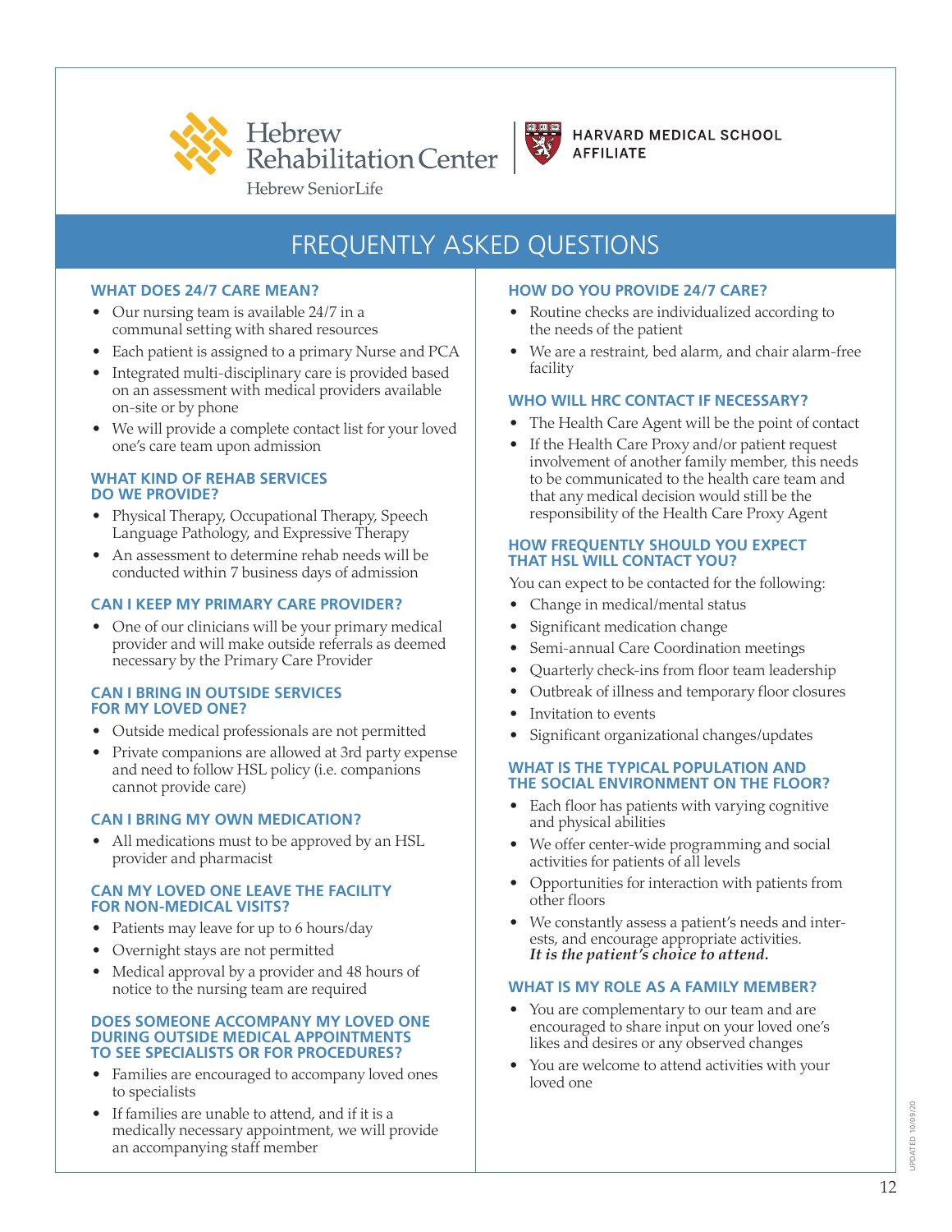Hebrew Rehabilitation Center

Hebrew SeniorLife

HARVARD MEDICAL SCHOOL AFFILIATE

# FREQUENTLY ASKED QUESTIONS

### WHAT DOES 24/7 CARE MEAN?

- Our nursing team is available 24/7 in a communal setting with shared resources
- Each patient is assigned to a primary Nurse and PCA
- Integrated multi-disciplinary care is provided based on an assessment with medical providers available on-site or by phone
- We will provide a complete contact list for your loved one's care team upon admission

### WHAT KIND OF REHAB SERVICES DO WE PROVIDE?

- Physical Therapy, Occupational Therapy, Speech Language Pathology, and Expressive Therapy
- An assessment to determine rehab needs will be conducted within 7 business days of admission

### CAN I KEEP MY PRIMARY CARE PROVIDER?

- One of our clinicians will be your primary medical provider and will make outside referrals as deemed necessary by the Primary Care Provider

### CAN I BRING IN OUTSIDE SERVICES FOR MY LOVED ONE?

- Outside medical professionals are not permitted
- Private companions are allowed at 3rd party expense and need to follow HSL policy (i.e. companions cannot provide care)

### CAN I BRING MY OWN MEDICATION?

- All medications must to be approved by an HSL provider and pharmacist

### CAN MY LOVED ONE LEAVE THE FACILITY FOR NON-MEDICAL VISITS?

- Patients may leave for up to 6 hours/day
- Overnight stays are not permitted
- Medical approval by a provider and 48 hours of notice to the nursing team are required

### DOES SOMEONE ACCOMPANY MY LOVED ONE DURING OUTSIDE MEDICAL APPOINTMENTS TO SEE SPECIALISTS OR FOR PROCEDURES?

- Families are encouraged to accompany loved ones to specialists
- If families are unable to attend, and if it is a medically necessary appointment, we will provide an accompanying staff member

### HOW DO YOU PROVIDE 24/7 CARE?

- Routine checks are individualized according to the needs of the patient
- We are a restraint, bed alarm, and chair alarm-free facility

### WHO WILL HRC CONTACT IF NECESSARY?

- The Health Care Agent will be the point of contact
- If the Health Care Proxy and/or patient request involvement of another family member, this needs to be communicated to the health care team and that any medical decision would still be the responsibility of the Health Care Proxy Agent

### HOW FREQUENTLY SHOULD YOU EXPECT THAT HSL WILL CONTACT YOU?

You can expect to be contacted for the following:

- Change in medical/mental status
- Significant medication change
- Semi-annual Care Coordination meetings
- Quarterly check-ins from floor team leadership
- Outbreak of illness and temporary floor closures
- Invitation to events
- Significant organizational changes/updates

### WHAT IS THE TYPICAL POPULATION AND THE SOCIAL ENVIRONMENT ON THE FLOOR?

- Each floor has patients with varying cognitive and physical abilities
- We offer center-wide programming and social activities for patients of all levels
- Opportunities for interaction with patients from other floors
- We constantly assess a patient's needs and interests, and encourage appropriate activities. ***It is the patient's choice to attend.***

### WHAT IS MY ROLE AS A FAMILY MEMBER?

- You are complementary to our team and are encouraged to share input on your loved one's likes and desires or any observed changes
- You are welcome to attend activities with your loved one

UPDATED 10/09/20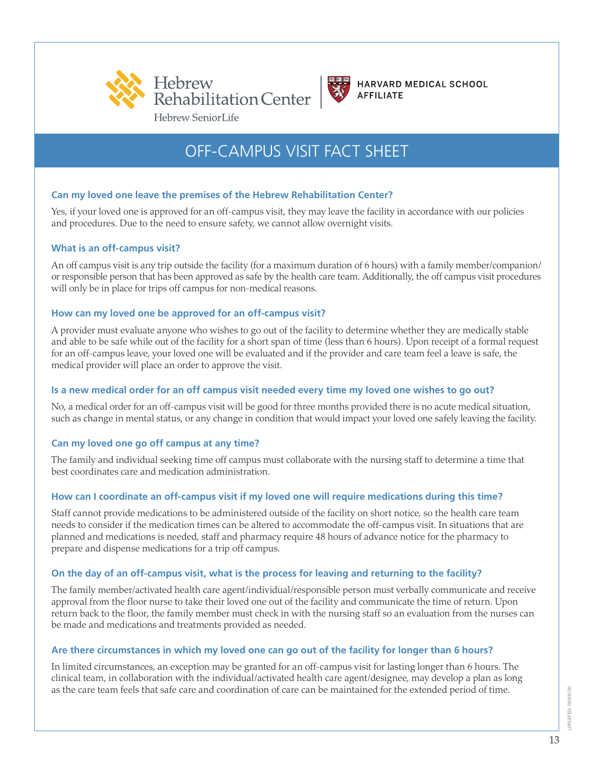Hebrew Rehabilitation Center

Hebrew SeniorLife

HARVARD MEDICAL SCHOOL AFFILIATE

# OFF-CAMPUS VISIT FACT SHEET

### Can my loved one leave the premises of the Hebrew Rehabilitation Center?

Yes, if your loved one is approved for an off-campus visit, they may leave the facility in accordance with our policies and procedures. Due to the need to ensure safety, we cannot allow overnight visits.

### What is an off-campus visit?

An off campus visit is any trip outside the facility (for a maximum duration of 6 hours) with a family member/companion/ or responsible person that has been approved as safe by the health care team. Additionally, the off campus visit procedures will only be in place for trips off campus for non-medical reasons.

### How can my loved one be approved for an off-campus visit?

A provider must evaluate anyone who wishes to go out of the facility to determine whether they are medically stable and able to be safe while out of the facility for a short span of time (less than 6 hours). Upon receipt of a formal request for an off-campus leave, your loved one will be evaluated and if the provider and care team feel a leave is safe, the medical provider will place an order to approve the visit.

### Is a new medical order for an off campus visit needed every time my loved one wishes to go out?

No, a medical order for an off-campus visit will be good for three months provided there is no acute medical situation, such as change in mental status, or any change in condition that would impact your loved one safely leaving the facility.

### Can my loved one go off campus at any time?

The family and individual seeking time off campus must collaborate with the nursing staff to determine a time that best coordinates care and medication administration.

### How can I coordinate an off-campus visit if my loved one will require medications during this time?

Staff cannot provide medications to be administered outside of the facility on short notice, so the health care team needs to consider if the medication times can be altered to accommodate the off-campus visit. In situations that are planned and medications is needed, staff and pharmacy require 48 hours of advance notice for the pharmacy to prepare and dispense medications for a trip off campus.

### On the day of an off-campus visit, what is the process for leaving and returning to the facility?

The family member/activated health care agent/individual/responsible person must verbally communicate and receive approval from the floor nurse to take their loved one out of the facility and communicate the time of return. Upon return back to the floor, the family member must check in with the nursing staff so an evaluation from the nurses can be made and medications and treatments provided as needed.

### Are there circumstances in which my loved one can go out of the facility for longer than 6 hours?

In limited circumstances, an exception may be granted for an off-campus visit for lasting longer than 6 hours. The clinical team, in collaboration with the individual/activated health care agent/designee, may develop a plan as long as the care team feels that safe care and coordination of care can be maintained for the extended period of time.

UPDATED 10/09/20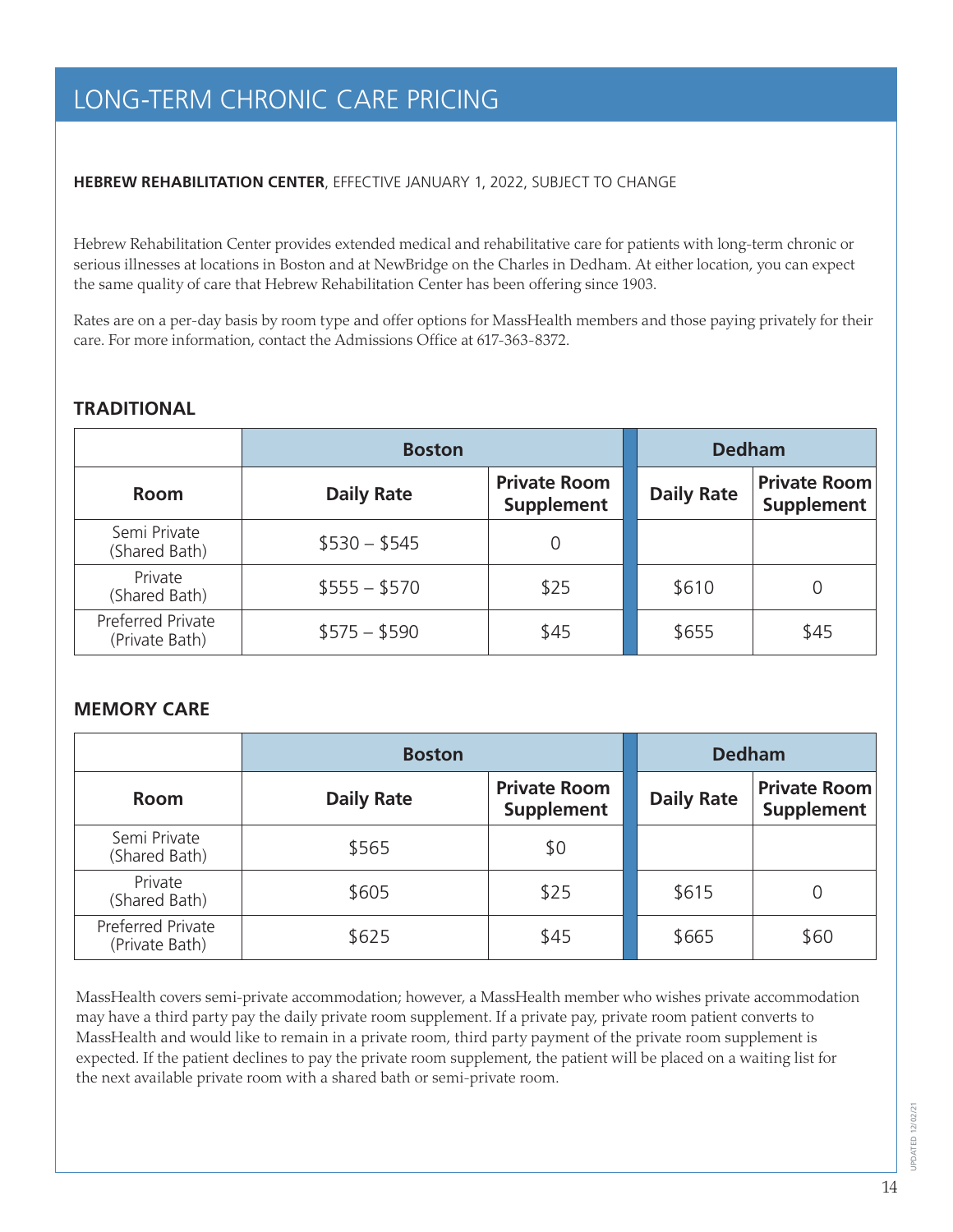# LONG-TERM CHRONIC CARE PRICING

**HEBREW REHABILITATION CENTER**, EFFECTIVE JANUARY 1, 2022, SUBJECT TO CHANGE

Hebrew Rehabilitation Center provides extended medical and rehabilitative care for patients with long-term chronic or serious illnesses at locations in Boston and at NewBridge on the Charles in Dedham. At either location, you can expect the same quality of care that Hebrew Rehabilitation Center has been offering since 1903.

Rates are on a per-day basis by room type and offer options for MassHealth members and those paying privately for their care. For more information, contact the Admissions Office at 617-363-8372.

## TRADITIONAL

| | Boston | | Dedham | |
|---|---|---|---|---|
| **Room** | **Daily Rate** | **Private Room Supplement** | **Daily Rate** | **Private Room Supplement** |
| Semi Private (Shared Bath) | $530 – $545 | 0 | | |
| Private (Shared Bath) | $555 – $570 | $25 | $610 | 0 |
| Preferred Private (Private Bath) | $575 – $590 | $45 | $655 | $45 |

## MEMORY CARE

| | Boston | | Dedham | |
|---|---|---|---|---|
| **Room** | **Daily Rate** | **Private Room Supplement** | **Daily Rate** | **Private Room Supplement** |
| Semi Private (Shared Bath) | $565 | $0 | | |
| Private (Shared Bath) | $605 | $25 | $615 | 0 |
| Preferred Private (Private Bath) | $625 | $45 | $665 | $60 |

MassHealth covers semi-private accommodation; however, a MassHealth member who wishes private accommodation may have a third party pay the daily private room supplement. If a private pay, private room patient converts to MassHealth and would like to remain in a private room, third party payment of the private room supplement is expected. If the patient declines to pay the private room supplement, the patient will be placed on a waiting list for the next available private room with a shared bath or semi-private room.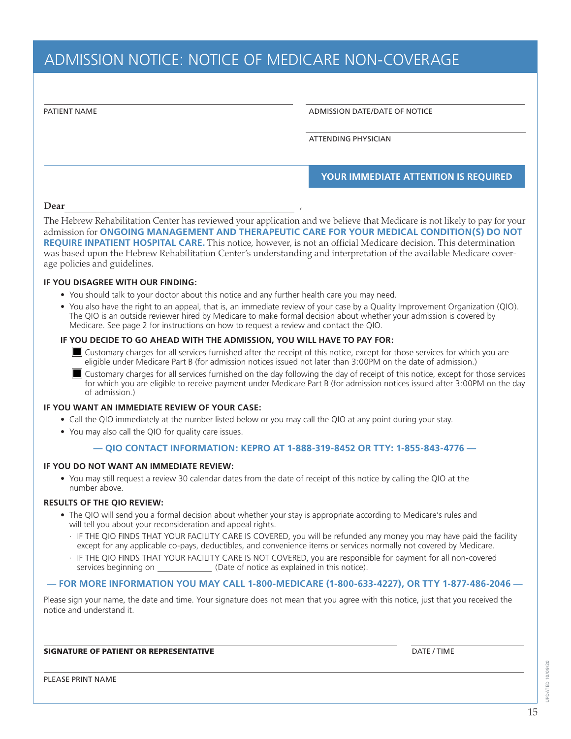# ADMISSION NOTICE: NOTICE OF MEDICARE NON-COVERAGE

PATIENT NAME

ADMISSION DATE/DATE OF NOTICE

ATTENDING PHYSICIAN

**YOUR IMMEDIATE ATTENTION IS REQUIRED**

**Dear** ______________________________________ ,

The Hebrew Rehabilitation Center has reviewed your application and we believe that Medicare is not likely to pay for your admission for **ONGOING MANAGEMENT AND THERAPEUTIC CARE FOR YOUR MEDICAL CONDITION(S) DO NOT REQUIRE INPATIENT HOSPITAL CARE.** This notice, however, is not an official Medicare decision. This determination was based upon the Hebrew Rehabilitation Center's understanding and interpretation of the available Medicare coverage policies and guidelines.

**IF YOU DISAGREE WITH OUR FINDING:**

- You should talk to your doctor about this notice and any further health care you may need.
- You also have the right to an appeal, that is, an immediate review of your case by a Quality Improvement Organization (QIO). The QIO is an outside reviewer hired by Medicare to make formal decision about whether your admission is covered by Medicare. See page 2 for instructions on how to request a review and contact the QIO.

**IF YOU DECIDE TO GO AHEAD WITH THE ADMISSION, YOU WILL HAVE TO PAY FOR:**

- ■ Customary charges for all services furnished after the receipt of this notice, except for those services for which you are eligible under Medicare Part B (for admission notices issued not later than 3:00PM on the date of admission.)
- ■ Customary charges for all services furnished on the day following the day of receipt of this notice, except for those services for which you are eligible to receive payment under Medicare Part B (for admission notices issued after 3:00PM on the day of admission.)

**IF YOU WANT AN IMMEDIATE REVIEW OF YOUR CASE:**

- Call the QIO immediately at the number listed below or you may call the QIO at any point during your stay.
- You may also call the QIO for quality care issues.

**— QIO CONTACT INFORMATION: KEPRO AT 1-888-319-8452 OR TTY: 1-855-843-4776 —**

**IF YOU DO NOT WANT AN IMMEDIATE REVIEW:**

- You may still request a review 30 calendar dates from the date of receipt of this notice by calling the QIO at the number above.

**RESULTS OF THE QIO REVIEW:**

- The QIO will send you a formal decision about whether your stay is appropriate according to Medicare's rules and will tell you about your reconsideration and appeal rights.
  - IF THE QIO FINDS THAT YOUR FACILITY CARE IS COVERED, you will be refunded any money you may have paid the facility except for any applicable co-pays, deductibles, and convenience items or services normally not covered by Medicare.
  - IF THE QIO FINDS THAT YOUR FACILITY CARE IS NOT COVERED, you are responsible for payment for all non-covered services beginning on ____________ (Date of notice as explained in this notice).

**— FOR MORE INFORMATION YOU MAY CALL 1-800-MEDICARE (1-800-633-4227), OR TTY 1-877-486-2046 —**

Please sign your name, the date and time. Your signature does not mean that you agree with this notice, just that you received the notice and understand it.

**SIGNATURE OF PATIENT OR REPRESENTATIVE**

DATE / TIME

PLEASE PRINT NAME

UPDATED 10/09/20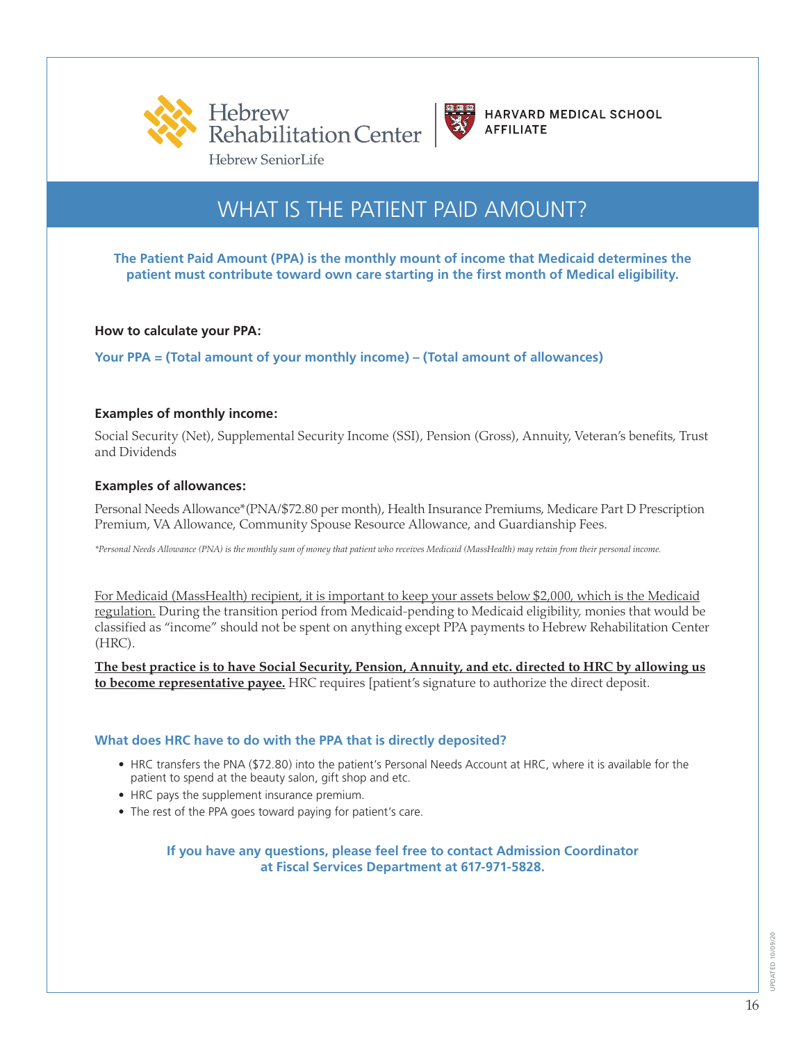Hebrew Rehabilitation Center

Hebrew SeniorLife

HARVARD MEDICAL SCHOOL AFFILIATE

# WHAT IS THE PATIENT PAID AMOUNT?

**The Patient Paid Amount (PPA) is the monthly mount of income that Medicaid determines the patient must contribute toward own care starting in the first month of Medical eligibility.**

**How to calculate your PPA:**

**Your PPA = (Total amount of your monthly income) – (Total amount of allowances)**

**Examples of monthly income:**

Social Security (Net), Supplemental Security Income (SSI), Pension (Gross), Annuity, Veteran's benefits, Trust and Dividends

**Examples of allowances:**

Personal Needs Allowance*(PNA/$72.80 per month), Health Insurance Premiums, Medicare Part D Prescription Premium, VA Allowance, Community Spouse Resource Allowance, and Guardianship Fees.

*\*Personal Needs Allowance (PNA) is the monthly sum of money that patient who receives Medicaid (MassHealth) may retain from their personal income.*

<u>For Medicaid (MassHealth) recipient, it is important to keep your assets below $2,000, which is the Medicaid regulation.</u> During the transition period from Medicaid-pending to Medicaid eligibility, monies that would be classified as "income" should not be spent on anything except PPA payments to Hebrew Rehabilitation Center (HRC).

<u>**The best practice is to have Social Security, Pension, Annuity, and etc. directed to HRC by allowing us to become representative payee.**</u> HRC requires [patient's signature to authorize the direct deposit.

### What does HRC have to do with the PPA that is directly deposited?

- HRC transfers the PNA ($72.80) into the patient's Personal Needs Account at HRC, where it is available for the patient to spend at the beauty salon, gift shop and etc.
- HRC pays the supplement insurance premium.
- The rest of the PPA goes toward paying for patient's care.

**If you have any questions, please feel free to contact Admission Coordinator at Fiscal Services Department at 617-971-5828.**

UPDATED 10/09/20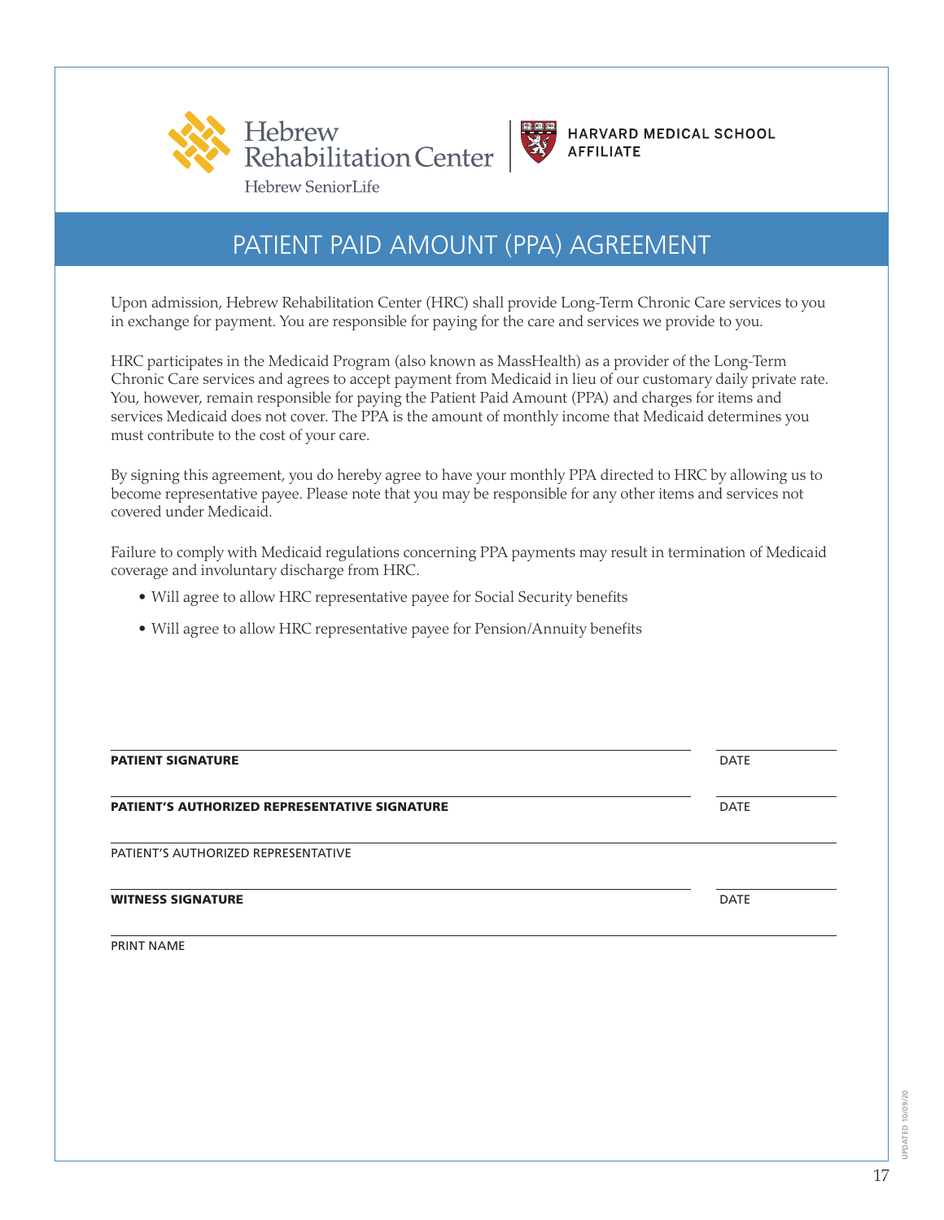Hebrew Rehabilitation Center

Hebrew SeniorLife

HARVARD MEDICAL SCHOOL AFFILIATE

# PATIENT PAID AMOUNT (PPA) AGREEMENT

Upon admission, Hebrew Rehabilitation Center (HRC) shall provide Long-Term Chronic Care services to you in exchange for payment. You are responsible for paying for the care and services we provide to you.

HRC participates in the Medicaid Program (also known as MassHealth) as a provider of the Long-Term Chronic Care services and agrees to accept payment from Medicaid in lieu of our customary daily private rate. You, however, remain responsible for paying the Patient Paid Amount (PPA) and charges for items and services Medicaid does not cover. The PPA is the amount of monthly income that Medicaid determines you must contribute to the cost of your care.

By signing this agreement, you do hereby agree to have your monthly PPA directed to HRC by allowing us to become representative payee. Please note that you may be responsible for any other items and services not covered under Medicaid.

Failure to comply with Medicaid regulations concerning PPA payments may result in termination of Medicaid coverage and involuntary discharge from HRC.

- Will agree to allow HRC representative payee for Social Security benefits
- Will agree to allow HRC representative payee for Pension/Annuity benefits

**PATIENT SIGNATURE** DATE

**PATIENT'S AUTHORIZED REPRESENTATIVE SIGNATURE** DATE

PATIENT'S AUTHORIZED REPRESENTATIVE

**WITNESS SIGNATURE** DATE

PRINT NAME

UPDATED 10/09/20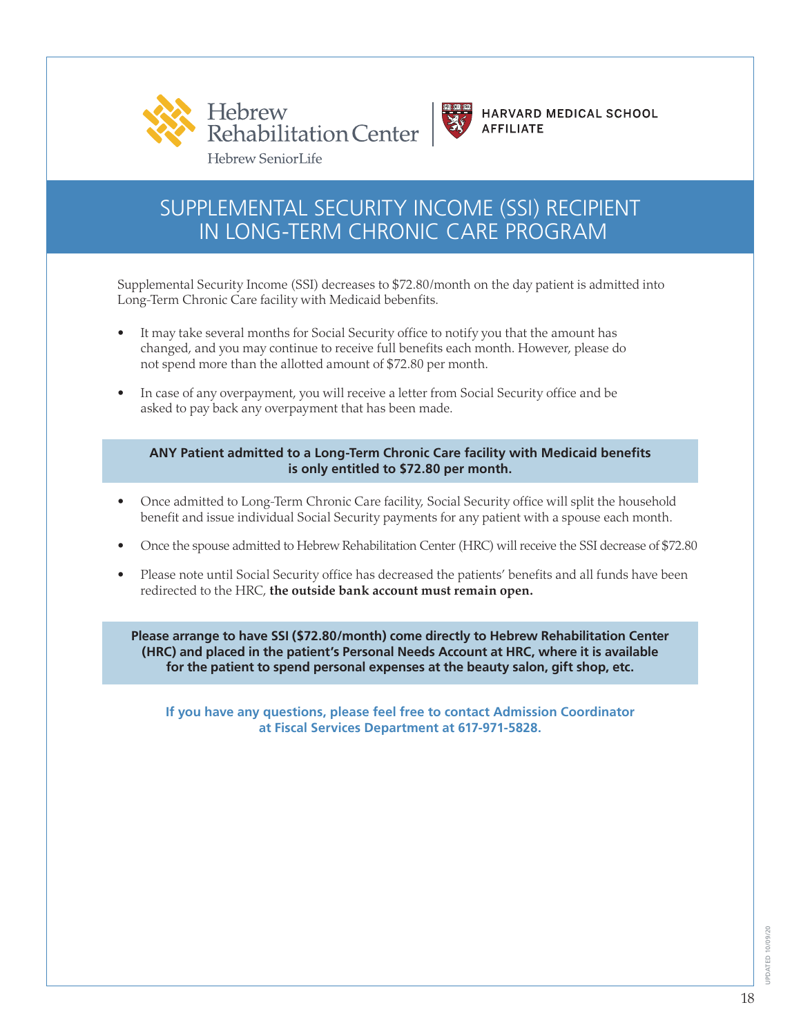Hebrew Rehabilitation Center

Hebrew SeniorLife

HARVARD MEDICAL SCHOOL AFFILIATE

# SUPPLEMENTAL SECURITY INCOME (SSI) RECIPIENT IN LONG-TERM CHRONIC CARE PROGRAM

Supplemental Security Income (SSI) decreases to $72.80/month on the day patient is admitted into Long-Term Chronic Care facility with Medicaid bebenfits.

- It may take several months for Social Security office to notify you that the amount has changed, and you may continue to receive full benefits each month. However, please do not spend more than the allotted amount of $72.80 per month.
- In case of any overpayment, you will receive a letter from Social Security office and be asked to pay back any overpayment that has been made.

**ANY Patient admitted to a Long-Term Chronic Care facility with Medicaid benefits is only entitled to $72.80 per month.**

- Once admitted to Long-Term Chronic Care facility, Social Security office will split the household benefit and issue individual Social Security payments for any patient with a spouse each month.
- Once the spouse admitted to Hebrew Rehabilitation Center (HRC) will receive the SSI decrease of $72.80
- Please note until Social Security office has decreased the patients' benefits and all funds have been redirected to the HRC, **the outside bank account must remain open.**

**Please arrange to have SSI ($72.80/month) come directly to Hebrew Rehabilitation Center (HRC) and placed in the patient's Personal Needs Account at HRC, where it is available for the patient to spend personal expenses at the beauty salon, gift shop, etc.**

**If you have any questions, please feel free to contact Admission Coordinator at Fiscal Services Department at 617-971-5828.**

UPDATED 10/09/20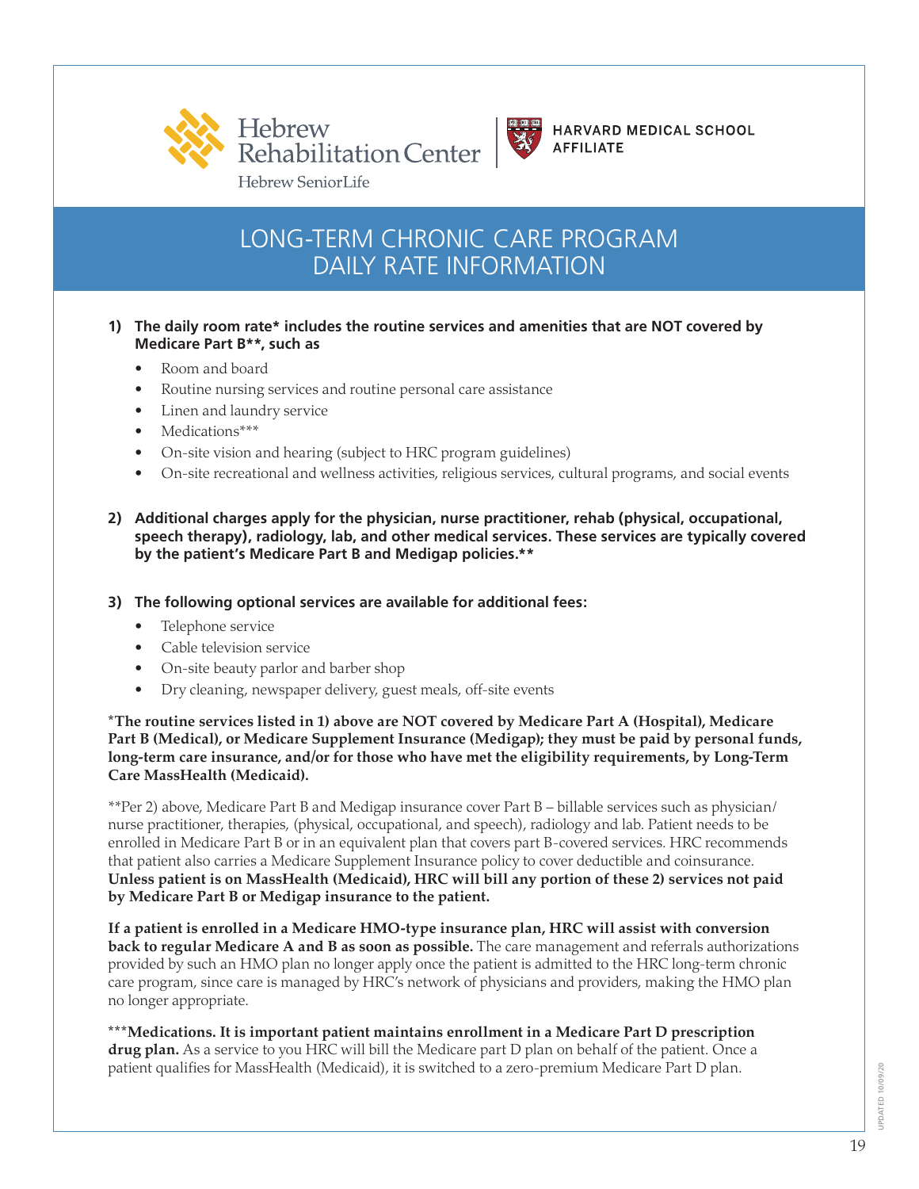Hebrew Rehabilitation Center

Hebrew SeniorLife

HARVARD MEDICAL SCHOOL AFFILIATE

# LONG-TERM CHRONIC CARE PROGRAM DAILY RATE INFORMATION

**1) The daily room rate* includes the routine services and amenities that are NOT covered by Medicare Part B**, such as**

- Room and board
- Routine nursing services and routine personal care assistance
- Linen and laundry service
- Medications***
- On-site vision and hearing (subject to HRC program guidelines)
- On-site recreational and wellness activities, religious services, cultural programs, and social events

**2) Additional charges apply for the physician, nurse practitioner, rehab (physical, occupational, speech therapy), radiology, lab, and other medical services. These services are typically covered by the patient's Medicare Part B and Medigap policies.****

**3) The following optional services are available for additional fees:**

- Telephone service
- Cable television service
- On-site beauty parlor and barber shop
- Dry cleaning, newspaper delivery, guest meals, off-site events

***The routine services listed in 1) above are NOT covered by Medicare Part A (Hospital), Medicare Part B (Medical), or Medicare Supplement Insurance (Medigap); they must be paid by personal funds, long-term care insurance, and/or for those who have met the eligibility requirements, by Long-Term Care MassHealth (Medicaid).**

**Per 2) above, Medicare Part B and Medigap insurance cover Part B – billable services such as physician/nurse practitioner, therapies, (physical, occupational, and speech), radiology and lab. Patient needs to be enrolled in Medicare Part B or in an equivalent plan that covers part B-covered services. HRC recommends that patient also carries a Medicare Supplement Insurance policy to cover deductible and coinsurance. **Unless patient is on MassHealth (Medicaid), HRC will bill any portion of these 2) services not paid by Medicare Part B or Medigap insurance to the patient.**

**If a patient is enrolled in a Medicare HMO-type insurance plan, HRC will assist with conversion back to regular Medicare A and B as soon as possible.** The care management and referrals authorizations provided by such an HMO plan no longer apply once the patient is admitted to the HRC long-term chronic care program, since care is managed by HRC's network of physicians and providers, making the HMO plan no longer appropriate.

*****Medications. It is important patient maintains enrollment in a Medicare Part D prescription drug plan.** As a service to you HRC will bill the Medicare part D plan on behalf of the patient. Once a patient qualifies for MassHealth (Medicaid), it is switched to a zero-premium Medicare Part D plan.

UPDATED 10/09/20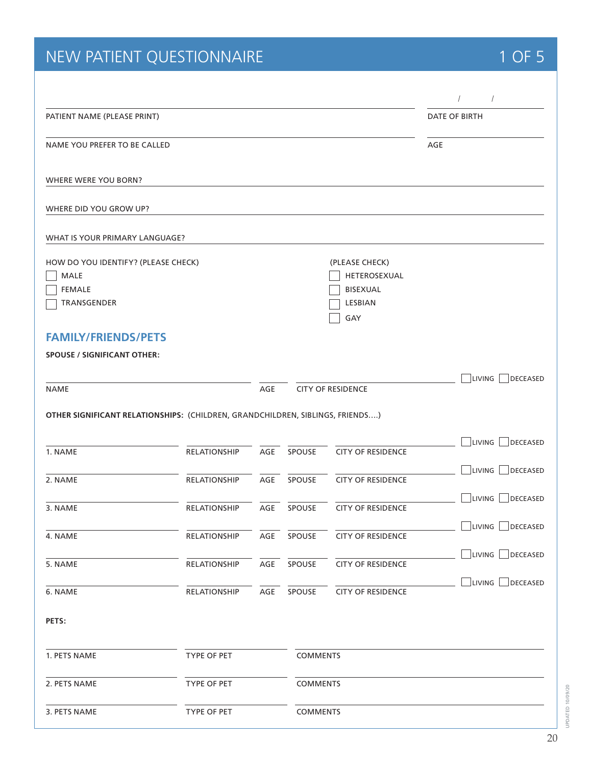# NEW PATIENT QUESTIONNAIRE

PATIENT NAME (PLEASE PRINT) ____________________ DATE OF BIRTH ___ / ___ / ___

NAME YOU PREFER TO BE CALLED ____________________ AGE ______

WHERE WERE YOU BORN? ____________________

WHERE DID YOU GROW UP? ____________________

WHAT IS YOUR PRIMARY LANGUAGE? ____________________

HOW DO YOU IDENTIFY? (PLEASE CHECK)

- ☐ MALE
- ☐ FEMALE
- ☐ TRANSGENDER

(PLEASE CHECK)

- ☐ HETEROSEXUAL
- ☐ BISEXUAL
- ☐ LESBIAN
- ☐ GAY

## FAMILY/FRIENDS/PETS

**SPOUSE / SIGNIFICANT OTHER:**

| NAME | AGE | CITY OF RESIDENCE | |
|---|---|---|---|
| | | | ☐ LIVING ☐ DECEASED |

**OTHER SIGNIFICANT RELATIONSHIPS:** (CHILDREN, GRANDCHILDREN, SIBLINGS, FRIENDS....)

| NAME | RELATIONSHIP | AGE | SPOUSE | CITY OF RESIDENCE | |
|---|---|---|---|---|---|
| 1. | | | | | ☐ LIVING ☐ DECEASED |
| 2. | | | | | ☐ LIVING ☐ DECEASED |
| 3. | | | | | ☐ LIVING ☐ DECEASED |
| 4. | | | | | ☐ LIVING ☐ DECEASED |
| 5. | | | | | ☐ LIVING ☐ DECEASED |
| 6. | | | | | ☐ LIVING ☐ DECEASED |

**PETS:**

| PETS NAME | TYPE OF PET | COMMENTS |
|---|---|---|
| 1. | | |
| 2. | | |
| 3. | | |

UPDATED 10/09/20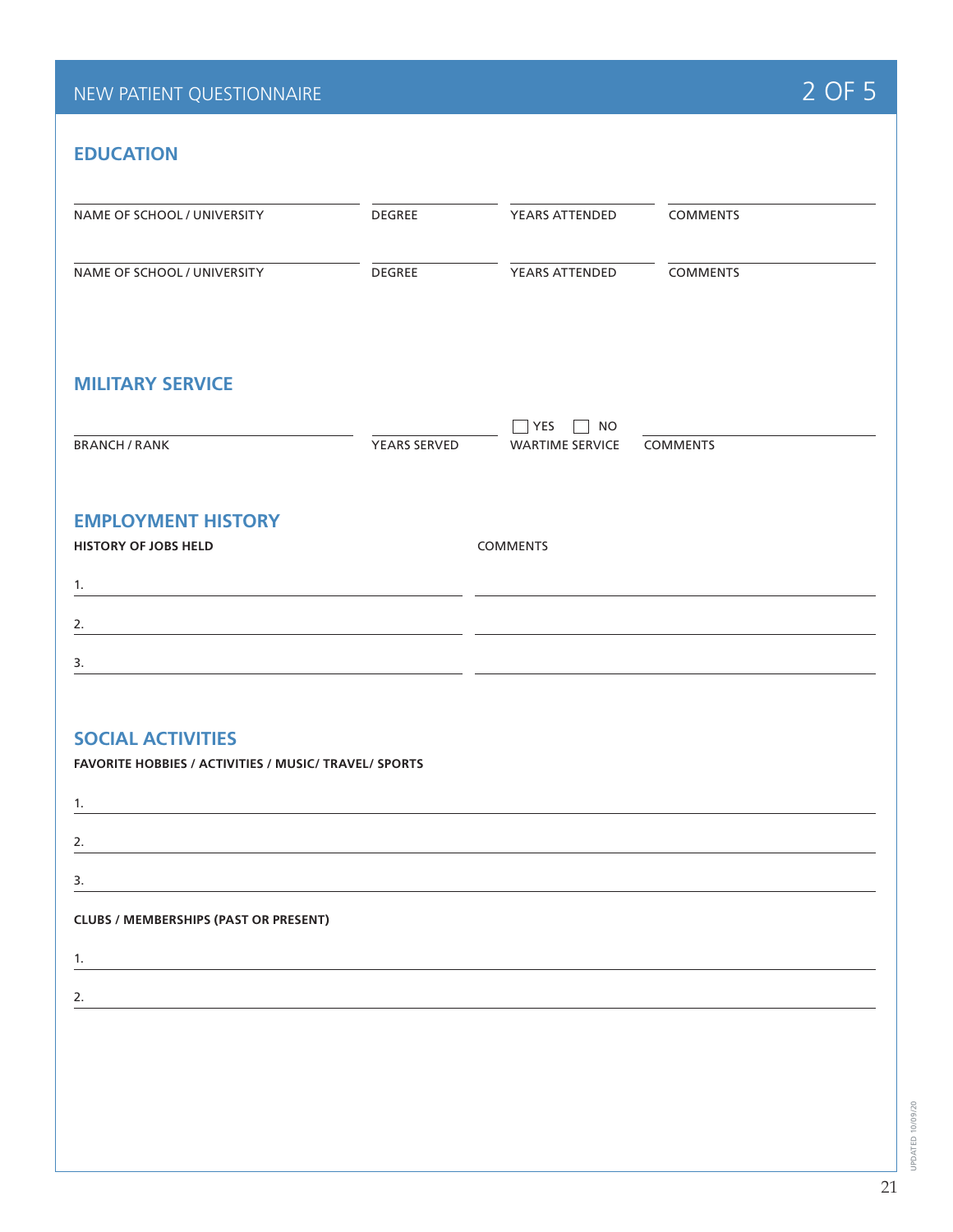# NEW PATIENT QUESTIONNAIRE

## EDUCATION

| NAME OF SCHOOL / UNIVERSITY | DEGREE | YEARS ATTENDED | COMMENTS |
|---|---|---|---|
| | | | |

| NAME OF SCHOOL / UNIVERSITY | DEGREE | YEARS ATTENDED | COMMENTS |
|---|---|---|---|
| | | | |

## MILITARY SERVICE

| BRANCH / RANK | YEARS SERVED | ☐ YES ☐ NO WARTIME SERVICE | COMMENTS |
|---|---|---|---|
| | | | |

## EMPLOYMENT HISTORY

| HISTORY OF JOBS HELD | COMMENTS |
|---|---|
| 1. | |
| 2. | |
| 3. | |

## SOCIAL ACTIVITIES

**FAVORITE HOBBIES / ACTIVITIES / MUSIC/ TRAVEL/ SPORTS**

1. 
2. 
3. 

**CLUBS / MEMBERSHIPS (PAST OR PRESENT)**

1. 
2. 

UPDATED 10/09/20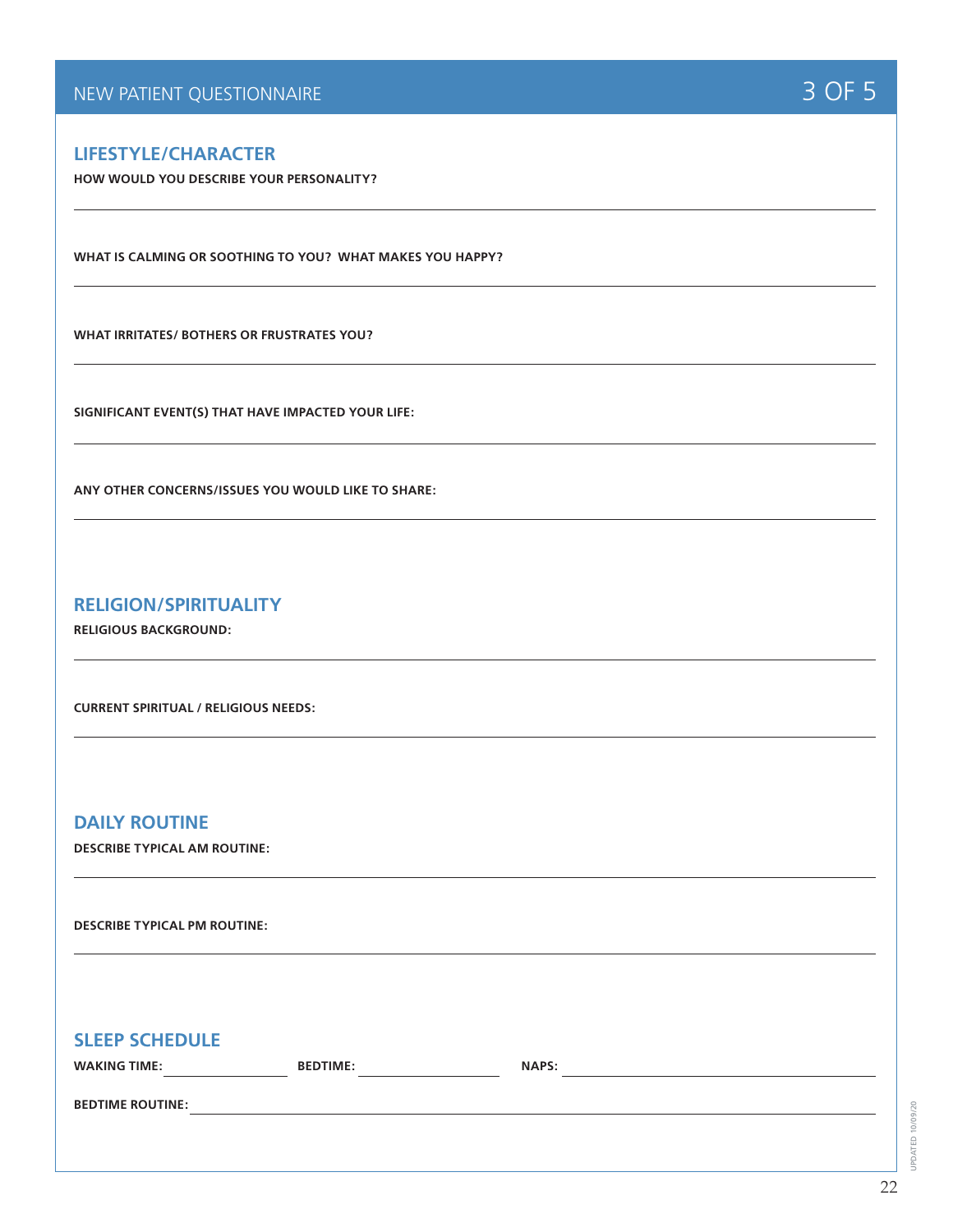# NEW PATIENT QUESTIONNAIRE

## LIFESTYLE/CHARACTER

**HOW WOULD YOU DESCRIBE YOUR PERSONALITY?**

**WHAT IS CALMING OR SOOTHING TO YOU? WHAT MAKES YOU HAPPY?**

**WHAT IRRITATES/ BOTHERS OR FRUSTRATES YOU?**

**SIGNIFICANT EVENT(S) THAT HAVE IMPACTED YOUR LIFE:**

**ANY OTHER CONCERNS/ISSUES YOU WOULD LIKE TO SHARE:**

## RELIGION/SPIRITUALITY

**RELIGIOUS BACKGROUND:**

**CURRENT SPIRITUAL / RELIGIOUS NEEDS:**

## DAILY ROUTINE

**DESCRIBE TYPICAL AM ROUTINE:**

**DESCRIBE TYPICAL PM ROUTINE:**

## SLEEP SCHEDULE

**WAKING TIME:** \_\_\_\_\_\_\_\_\_\_ **BEDTIME:** \_\_\_\_\_\_\_\_\_\_ **NAPS:** \_\_\_\_\_\_\_\_\_\_

**BEDTIME ROUTINE:** \_\_\_\_\_\_\_\_\_\_

UPDATED 10/09/20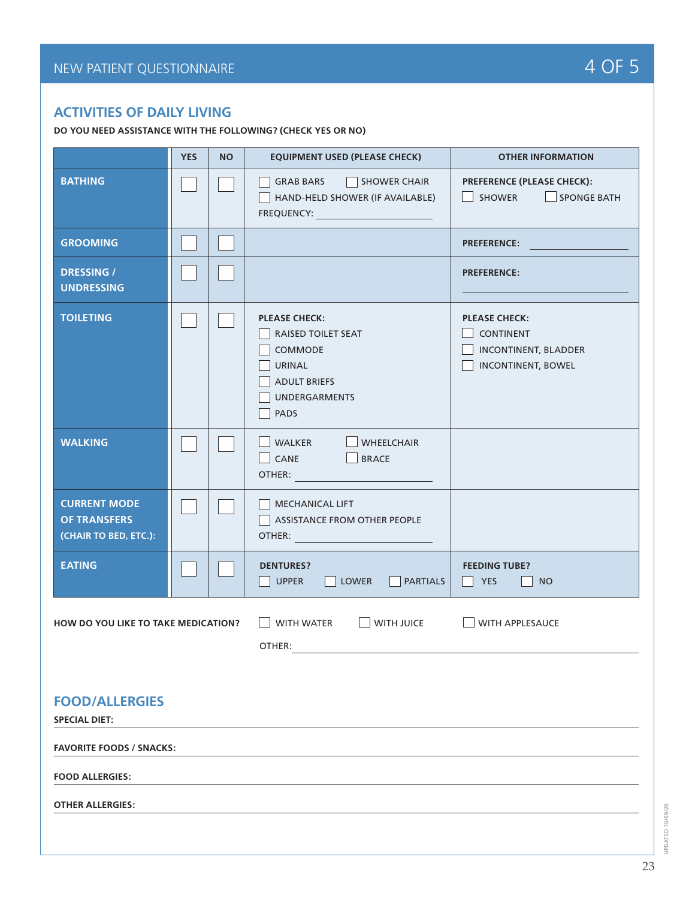NEW PATIENT QUESTIONNAIRE

## ACTIVITIES OF DAILY LIVING

**DO YOU NEED ASSISTANCE WITH THE FOLLOWING? (CHECK YES OR NO)**

| | YES | NO | EQUIPMENT USED (PLEASE CHECK) | OTHER INFORMATION |
|---|---|---|---|---|
| **BATHING** | ☐ | ☐ | ☐ GRAB BARS ☐ SHOWER CHAIR<br>☐ HAND-HELD SHOWER (IF AVAILABLE)<br>FREQUENCY: ______ | **PREFERENCE (PLEASE CHECK):**<br>☐ SHOWER ☐ SPONGE BATH |
| **GROOMING** | ☐ | ☐ | | **PREFERENCE:** ______ |
| **DRESSING / UNDRESSING** | ☐ | ☐ | | **PREFERENCE:** ______ |
| **TOILETING** | ☐ | ☐ | **PLEASE CHECK:**<br>☐ RAISED TOILET SEAT<br>☐ COMMODE<br>☐ URINAL<br>☐ ADULT BRIEFS<br>☐ UNDERGARMENTS<br>☐ PADS | **PLEASE CHECK:**<br>☐ CONTINENT<br>☐ INCONTINENT, BLADDER<br>☐ INCONTINENT, BOWEL |
| **WALKING** | ☐ | ☐ | ☐ WALKER ☐ WHEELCHAIR<br>☐ CANE ☐ BRACE<br>OTHER: ______ | |
| **CURRENT MODE OF TRANSFERS (CHAIR TO BED, ETC.):** | ☐ | ☐ | ☐ MECHANICAL LIFT<br>☐ ASSISTANCE FROM OTHER PEOPLE<br>OTHER: ______ | |
| **EATING** | ☐ | ☐ | **DENTURES?**<br>☐ UPPER ☐ LOWER ☐ PARTIALS | **FEEDING TUBE?**<br>☐ YES ☐ NO |

**HOW DO YOU LIKE TO TAKE MEDICATION?** ☐ WITH WATER ☐ WITH JUICE ☐ WITH APPLESAUCE

OTHER: ______

## FOOD/ALLERGIES

**SPECIAL DIET:** ______

**FAVORITE FOODS / SNACKS:** ______

**FOOD ALLERGIES:** ______

**OTHER ALLERGIES:** ______

UPDATED 10/09/20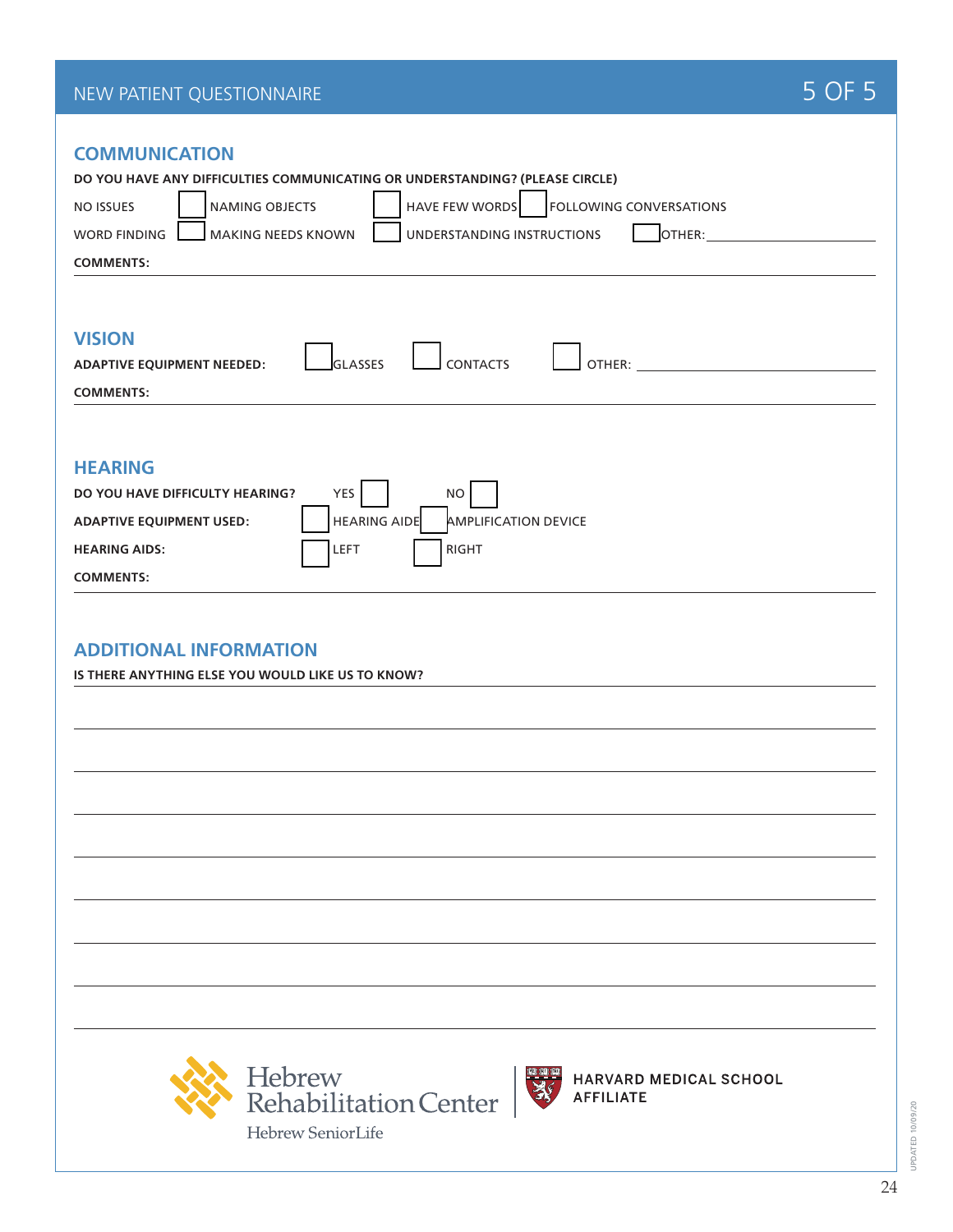## NEW PATIENT QUESTIONNAIRE

### COMMUNICATION

**DO YOU HAVE ANY DIFFICULTIES COMMUNICATING OR UNDERSTANDING? (PLEASE CIRCLE)**

NO ISSUES ☐ NAMING OBJECTS ☐ HAVE FEW WORDS ☐ FOLLOWING CONVERSATIONS

WORD FINDING ☐ MAKING NEEDS KNOWN ☐ UNDERSTANDING INSTRUCTIONS ☐ OTHER: ______________________

**COMMENTS:** ______________________________________________________________

### VISION

**ADAPTIVE EQUIPMENT NEEDED:** ☐ GLASSES ☐ CONTACTS ☐ OTHER: ______________________

**COMMENTS:** ______________________________________________________________

### HEARING

**DO YOU HAVE DIFFICULTY HEARING?** YES ☐ NO ☐

**ADAPTIVE EQUIPMENT USED:** ☐ HEARING AIDE ☐ AMPLIFICATION DEVICE

**HEARING AIDS:** ☐ LEFT ☐ RIGHT

**COMMENTS:** ______________________________________________________________

### ADDITIONAL INFORMATION

**IS THERE ANYTHING ELSE YOU WOULD LIKE US TO KNOW?**

______________________________________________________________

______________________________________________________________

______________________________________________________________

______________________________________________________________

______________________________________________________________

______________________________________________________________

______________________________________________________________

______________________________________________________________

Hebrew Rehabilitation Center

Hebrew SeniorLife

HARVARD MEDICAL SCHOOL AFFILIATE

UPDATED 10/09/20